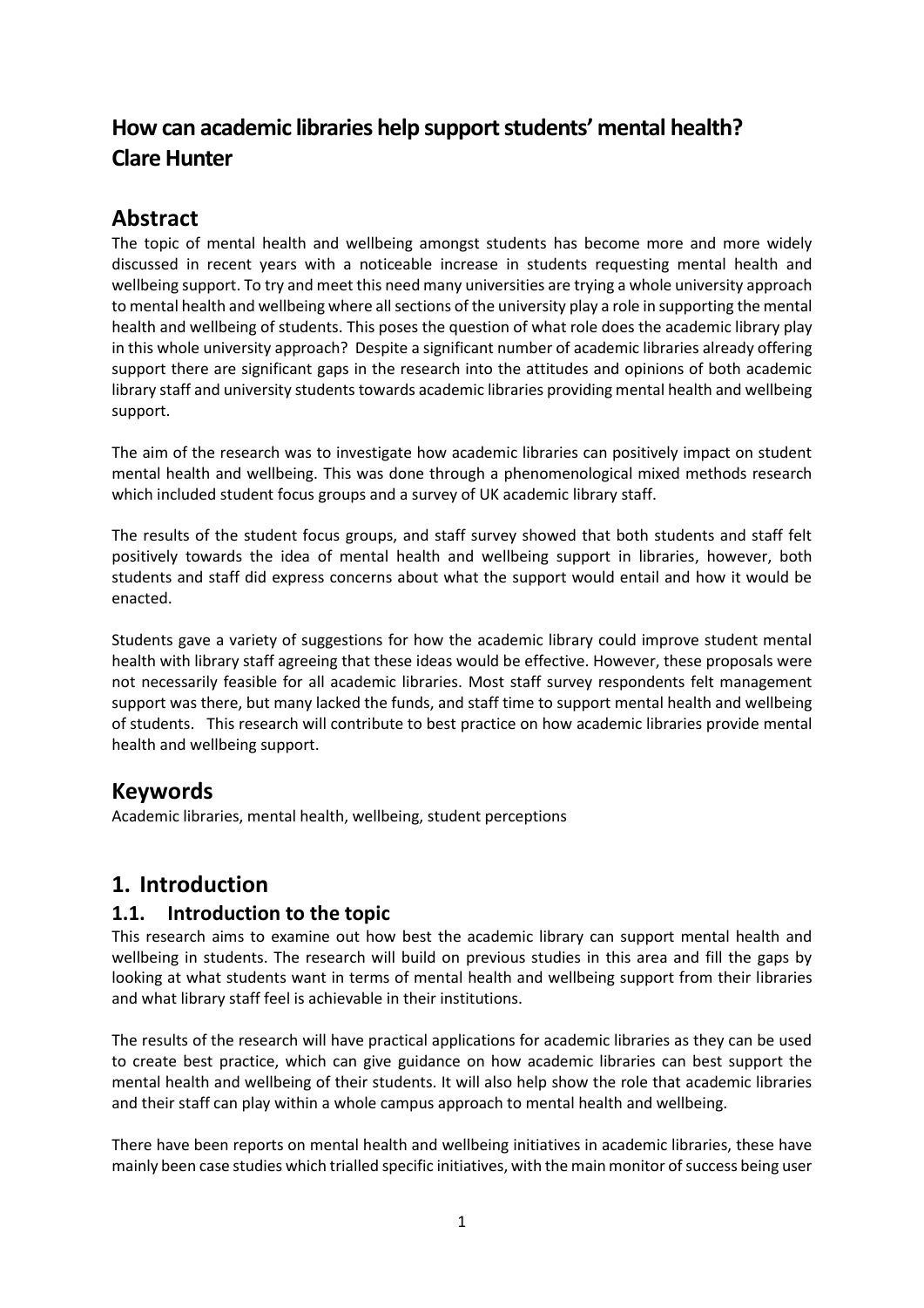# How can academic libraries help support students' mental health?
# Clare Hunter

## Abstract

The topic of mental health and wellbeing amongst students has become more and more widely discussed in recent years with a noticeable increase in students requesting mental health and wellbeing support. To try and meet this need many universities are trying a whole university approach to mental health and wellbeing where all sections of the university play a role in supporting the mental health and wellbeing of students. This poses the question of what role does the academic library play in this whole university approach? Despite a significant number of academic libraries already offering support there are significant gaps in the research into the attitudes and opinions of both academic library staff and university students towards academic libraries providing mental health and wellbeing support.

The aim of the research was to investigate how academic libraries can positively impact on student mental health and wellbeing. This was done through a phenomenological mixed methods research which included student focus groups and a survey of UK academic library staff.

The results of the student focus groups, and staff survey showed that both students and staff felt positively towards the idea of mental health and wellbeing support in libraries, however, both students and staff did express concerns about what the support would entail and how it would be enacted.

Students gave a variety of suggestions for how the academic library could improve student mental health with library staff agreeing that these ideas would be effective. However, these proposals were not necessarily feasible for all academic libraries. Most staff survey respondents felt management support was there, but many lacked the funds, and staff time to support mental health and wellbeing of students. This research will contribute to best practice on how academic libraries provide mental health and wellbeing support.

## Keywords

Academic libraries, mental health, wellbeing, student perceptions

## 1. Introduction

### 1.1. Introduction to the topic

This research aims to examine out how best the academic library can support mental health and wellbeing in students. The research will build on previous studies in this area and fill the gaps by looking at what students want in terms of mental health and wellbeing support from their libraries and what library staff feel is achievable in their institutions.

The results of the research will have practical applications for academic libraries as they can be used to create best practice, which can give guidance on how academic libraries can best support the mental health and wellbeing of their students. It will also help show the role that academic libraries and their staff can play within a whole campus approach to mental health and wellbeing.

There have been reports on mental health and wellbeing initiatives in academic libraries, these have mainly been case studies which trialled specific initiatives, with the main monitor of success being user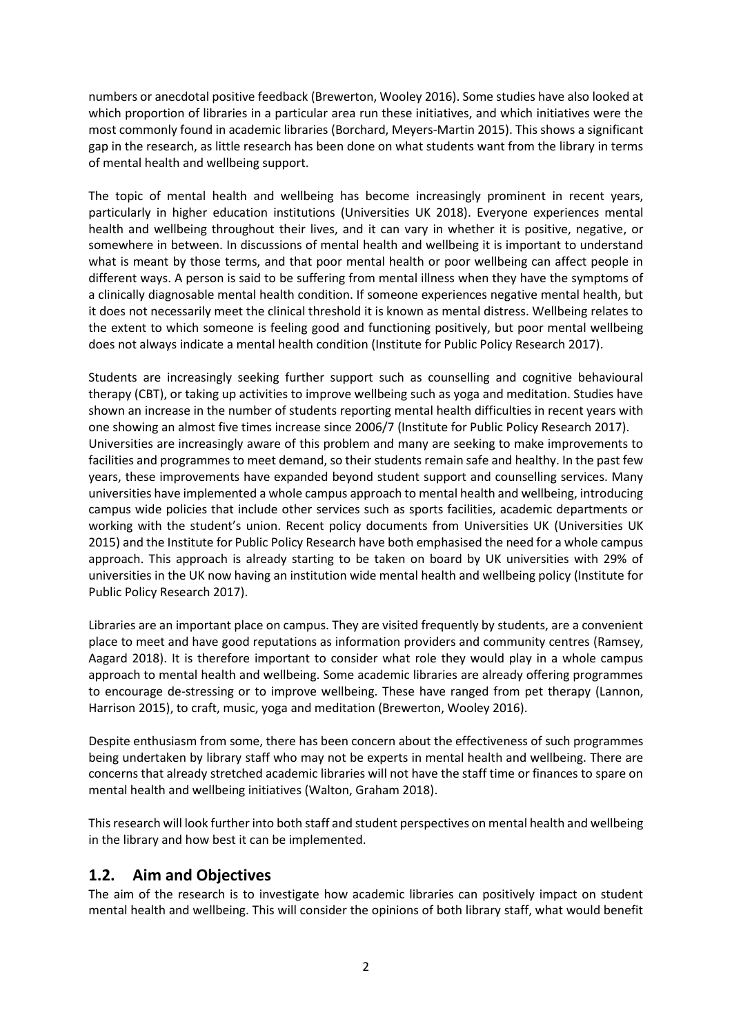numbers or anecdotal positive feedback (Brewerton, Wooley 2016). Some studies have also looked at which proportion of libraries in a particular area run these initiatives, and which initiatives were the most commonly found in academic libraries (Borchard, Meyers-Martin 2015). This shows a significant gap in the research, as little research has been done on what students want from the library in terms of mental health and wellbeing support.

The topic of mental health and wellbeing has become increasingly prominent in recent years, particularly in higher education institutions (Universities UK 2018). Everyone experiences mental health and wellbeing throughout their lives, and it can vary in whether it is positive, negative, or somewhere in between. In discussions of mental health and wellbeing it is important to understand what is meant by those terms, and that poor mental health or poor wellbeing can affect people in different ways. A person is said to be suffering from mental illness when they have the symptoms of a clinically diagnosable mental health condition. If someone experiences negative mental health, but it does not necessarily meet the clinical threshold it is known as mental distress. Wellbeing relates to the extent to which someone is feeling good and functioning positively, but poor mental wellbeing does not always indicate a mental health condition (Institute for Public Policy Research 2017).

Students are increasingly seeking further support such as counselling and cognitive behavioural therapy (CBT), or taking up activities to improve wellbeing such as yoga and meditation. Studies have shown an increase in the number of students reporting mental health difficulties in recent years with one showing an almost five times increase since 2006/7 (Institute for Public Policy Research 2017).
Universities are increasingly aware of this problem and many are seeking to make improvements to facilities and programmes to meet demand, so their students remain safe and healthy. In the past few years, these improvements have expanded beyond student support and counselling services. Many universities have implemented a whole campus approach to mental health and wellbeing, introducing campus wide policies that include other services such as sports facilities, academic departments or working with the student's union. Recent policy documents from Universities UK (Universities UK 2015) and the Institute for Public Policy Research have both emphasised the need for a whole campus approach. This approach is already starting to be taken on board by UK universities with 29% of universities in the UK now having an institution wide mental health and wellbeing policy (Institute for Public Policy Research 2017).

Libraries are an important place on campus. They are visited frequently by students, are a convenient place to meet and have good reputations as information providers and community centres (Ramsey, Aagard 2018). It is therefore important to consider what role they would play in a whole campus approach to mental health and wellbeing. Some academic libraries are already offering programmes to encourage de-stressing or to improve wellbeing. These have ranged from pet therapy (Lannon, Harrison 2015), to craft, music, yoga and meditation (Brewerton, Wooley 2016).

Despite enthusiasm from some, there has been concern about the effectiveness of such programmes being undertaken by library staff who may not be experts in mental health and wellbeing. There are concerns that already stretched academic libraries will not have the staff time or finances to spare on mental health and wellbeing initiatives (Walton, Graham 2018).

This research will look further into both staff and student perspectives on mental health and wellbeing in the library and how best it can be implemented.

## 1.2. Aim and Objectives

The aim of the research is to investigate how academic libraries can positively impact on student mental health and wellbeing. This will consider the opinions of both library staff, what would benefit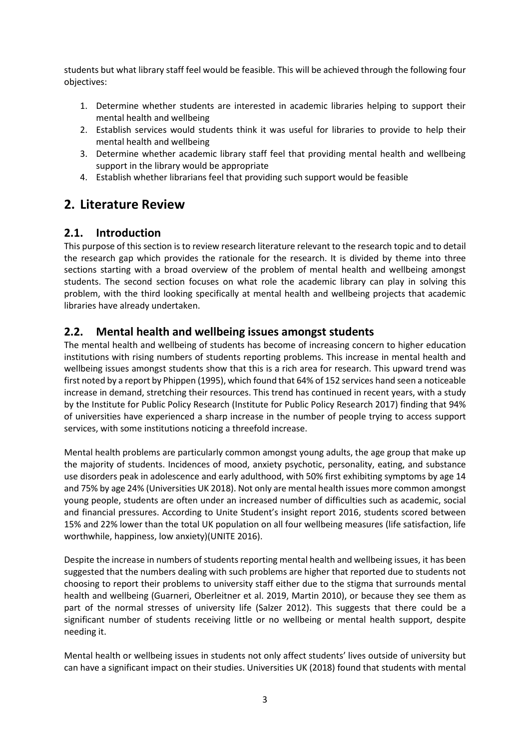students but what library staff feel would be feasible. This will be achieved through the following four objectives:

1. Determine whether students are interested in academic libraries helping to support their mental health and wellbeing
2. Establish services would students think it was useful for libraries to provide to help their mental health and wellbeing
3. Determine whether academic library staff feel that providing mental health and wellbeing support in the library would be appropriate
4. Establish whether librarians feel that providing such support would be feasible

# 2. Literature Review

## 2.1. Introduction

This purpose of this section is to review research literature relevant to the research topic and to detail the research gap which provides the rationale for the research. It is divided by theme into three sections starting with a broad overview of the problem of mental health and wellbeing amongst students. The second section focuses on what role the academic library can play in solving this problem, with the third looking specifically at mental health and wellbeing projects that academic libraries have already undertaken.

## 2.2. Mental health and wellbeing issues amongst students

The mental health and wellbeing of students has become of increasing concern to higher education institutions with rising numbers of students reporting problems. This increase in mental health and wellbeing issues amongst students show that this is a rich area for research. This upward trend was first noted by a report by Phippen (1995), which found that 64% of 152 services hand seen a noticeable increase in demand, stretching their resources. This trend has continued in recent years, with a study by the Institute for Public Policy Research (Institute for Public Policy Research 2017) finding that 94% of universities have experienced a sharp increase in the number of people trying to access support services, with some institutions noticing a threefold increase.

Mental health problems are particularly common amongst young adults, the age group that make up the majority of students. Incidences of mood, anxiety psychotic, personality, eating, and substance use disorders peak in adolescence and early adulthood, with 50% first exhibiting symptoms by age 14 and 75% by age 24% (Universities UK 2018). Not only are mental health issues more common amongst young people, students are often under an increased number of difficulties such as academic, social and financial pressures. According to Unite Student's insight report 2016, students scored between 15% and 22% lower than the total UK population on all four wellbeing measures (life satisfaction, life worthwhile, happiness, low anxiety)(UNITE 2016).

Despite the increase in numbers of students reporting mental health and wellbeing issues, it has been suggested that the numbers dealing with such problems are higher that reported due to students not choosing to report their problems to university staff either due to the stigma that surrounds mental health and wellbeing (Guarneri, Oberleitner et al. 2019, Martin 2010), or because they see them as part of the normal stresses of university life (Salzer 2012). This suggests that there could be a significant number of students receiving little or no wellbeing or mental health support, despite needing it.

Mental health or wellbeing issues in students not only affect students' lives outside of university but can have a significant impact on their studies. Universities UK (2018) found that students with mental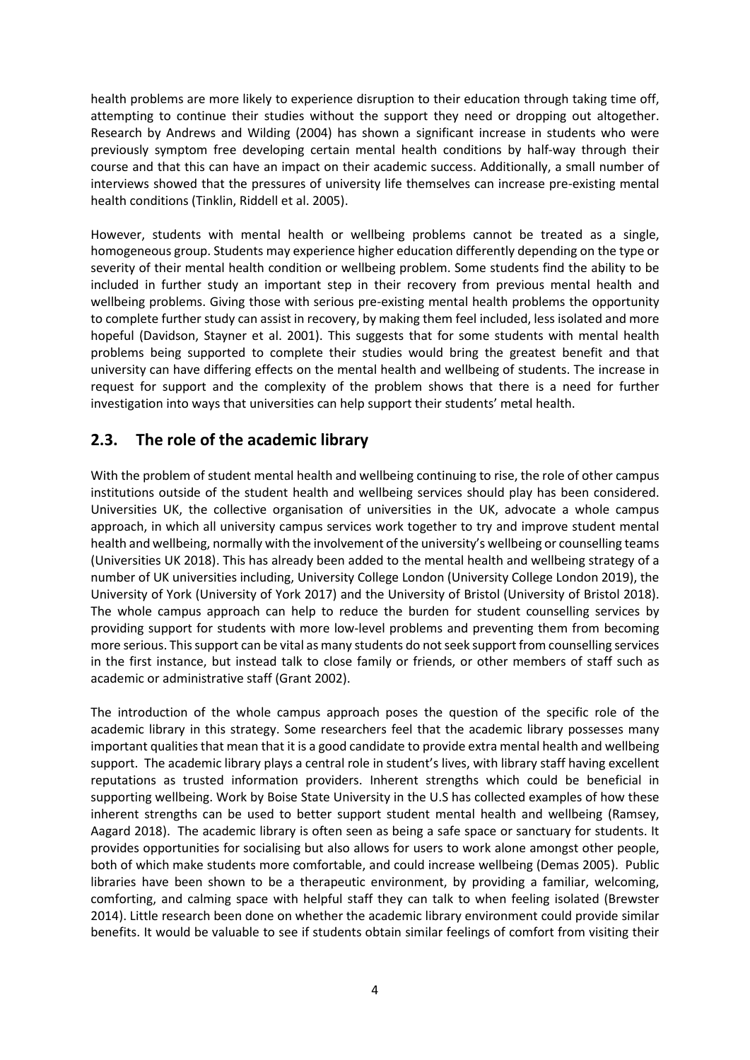health problems are more likely to experience disruption to their education through taking time off, attempting to continue their studies without the support they need or dropping out altogether. Research by Andrews and Wilding (2004) has shown a significant increase in students who were previously symptom free developing certain mental health conditions by half-way through their course and that this can have an impact on their academic success. Additionally, a small number of interviews showed that the pressures of university life themselves can increase pre-existing mental health conditions (Tinklin, Riddell et al. 2005).

However, students with mental health or wellbeing problems cannot be treated as a single, homogeneous group. Students may experience higher education differently depending on the type or severity of their mental health condition or wellbeing problem. Some students find the ability to be included in further study an important step in their recovery from previous mental health and wellbeing problems. Giving those with serious pre-existing mental health problems the opportunity to complete further study can assist in recovery, by making them feel included, less isolated and more hopeful (Davidson, Stayner et al. 2001). This suggests that for some students with mental health problems being supported to complete their studies would bring the greatest benefit and that university can have differing effects on the mental health and wellbeing of students. The increase in request for support and the complexity of the problem shows that there is a need for further investigation into ways that universities can help support their students' metal health.

## 2.3. The role of the academic library

With the problem of student mental health and wellbeing continuing to rise, the role of other campus institutions outside of the student health and wellbeing services should play has been considered. Universities UK, the collective organisation of universities in the UK, advocate a whole campus approach, in which all university campus services work together to try and improve student mental health and wellbeing, normally with the involvement of the university's wellbeing or counselling teams (Universities UK 2018). This has already been added to the mental health and wellbeing strategy of a number of UK universities including, University College London (University College London 2019), the University of York (University of York 2017) and the University of Bristol (University of Bristol 2018). The whole campus approach can help to reduce the burden for student counselling services by providing support for students with more low-level problems and preventing them from becoming more serious. This support can be vital as many students do not seek support from counselling services in the first instance, but instead talk to close family or friends, or other members of staff such as academic or administrative staff (Grant 2002).

The introduction of the whole campus approach poses the question of the specific role of the academic library in this strategy. Some researchers feel that the academic library possesses many important qualities that mean that it is a good candidate to provide extra mental health and wellbeing support. The academic library plays a central role in student's lives, with library staff having excellent reputations as trusted information providers. Inherent strengths which could be beneficial in supporting wellbeing. Work by Boise State University in the U.S has collected examples of how these inherent strengths can be used to better support student mental health and wellbeing (Ramsey, Aagard 2018). The academic library is often seen as being a safe space or sanctuary for students. It provides opportunities for socialising but also allows for users to work alone amongst other people, both of which make students more comfortable, and could increase wellbeing (Demas 2005). Public libraries have been shown to be a therapeutic environment, by providing a familiar, welcoming, comforting, and calming space with helpful staff they can talk to when feeling isolated (Brewster 2014). Little research been done on whether the academic library environment could provide similar benefits. It would be valuable to see if students obtain similar feelings of comfort from visiting their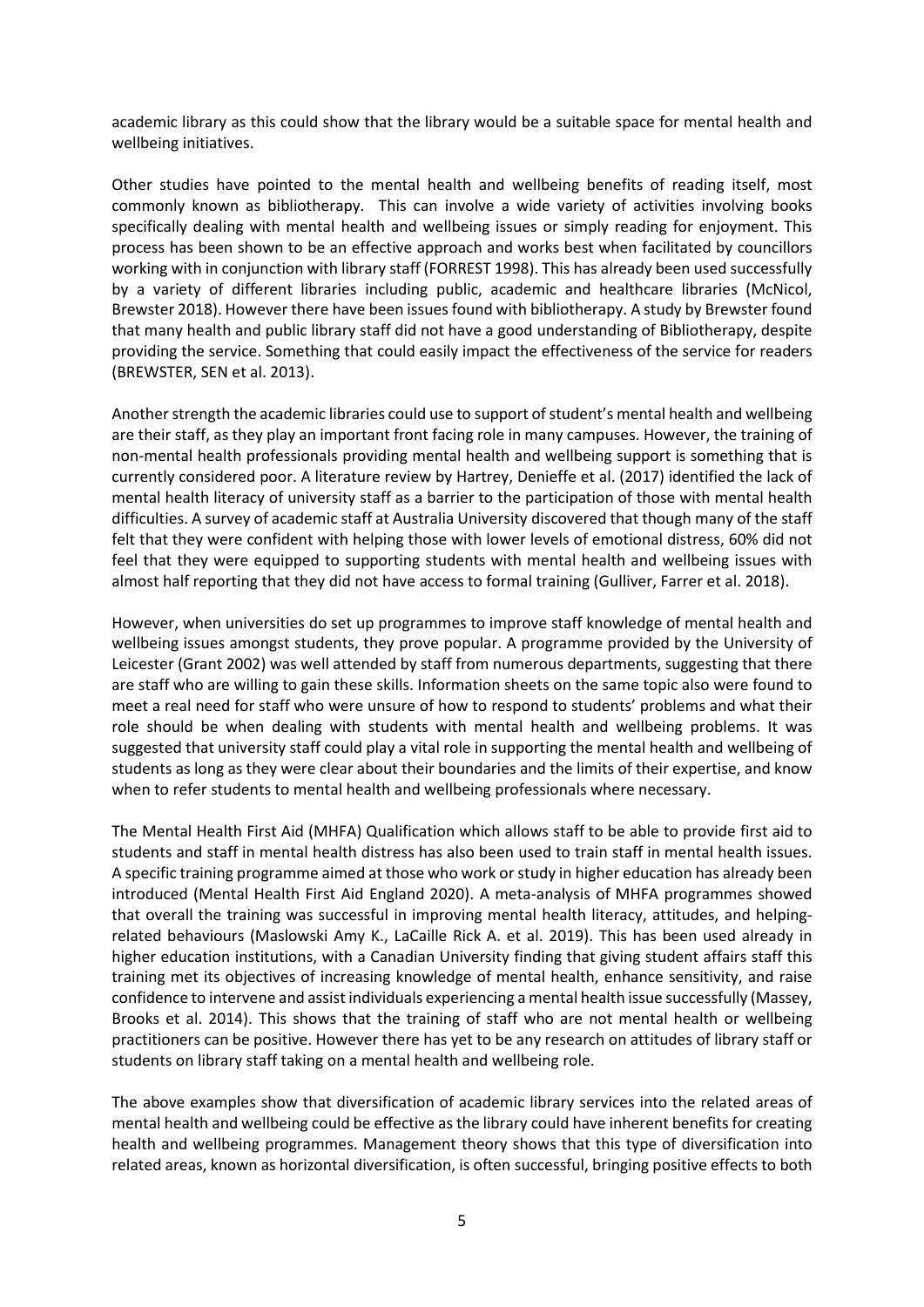academic library as this could show that the library would be a suitable space for mental health and wellbeing initiatives.

Other studies have pointed to the mental health and wellbeing benefits of reading itself, most commonly known as bibliotherapy. This can involve a wide variety of activities involving books specifically dealing with mental health and wellbeing issues or simply reading for enjoyment. This process has been shown to be an effective approach and works best when facilitated by councillors working with in conjunction with library staff (FORREST 1998). This has already been used successfully by a variety of different libraries including public, academic and healthcare libraries (McNicol, Brewster 2018). However there have been issues found with bibliotherapy. A study by Brewster found that many health and public library staff did not have a good understanding of Bibliotherapy, despite providing the service. Something that could easily impact the effectiveness of the service for readers (BREWSTER, SEN et al. 2013).

Another strength the academic libraries could use to support of student's mental health and wellbeing are their staff, as they play an important front facing role in many campuses. However, the training of non-mental health professionals providing mental health and wellbeing support is something that is currently considered poor. A literature review by Hartrey, Denieffe et al. (2017) identified the lack of mental health literacy of university staff as a barrier to the participation of those with mental health difficulties. A survey of academic staff at Australia University discovered that though many of the staff felt that they were confident with helping those with lower levels of emotional distress, 60% did not feel that they were equipped to supporting students with mental health and wellbeing issues with almost half reporting that they did not have access to formal training (Gulliver, Farrer et al. 2018).

However, when universities do set up programmes to improve staff knowledge of mental health and wellbeing issues amongst students, they prove popular. A programme provided by the University of Leicester (Grant 2002) was well attended by staff from numerous departments, suggesting that there are staff who are willing to gain these skills. Information sheets on the same topic also were found to meet a real need for staff who were unsure of how to respond to students' problems and what their role should be when dealing with students with mental health and wellbeing problems. It was suggested that university staff could play a vital role in supporting the mental health and wellbeing of students as long as they were clear about their boundaries and the limits of their expertise, and know when to refer students to mental health and wellbeing professionals where necessary.

The Mental Health First Aid (MHFA) Qualification which allows staff to be able to provide first aid to students and staff in mental health distress has also been used to train staff in mental health issues. A specific training programme aimed at those who work or study in higher education has already been introduced (Mental Health First Aid England 2020). A meta-analysis of MHFA programmes showed that overall the training was successful in improving mental health literacy, attitudes, and helping-related behaviours (Maslowski Amy K., LaCaille Rick A. et al. 2019). This has been used already in higher education institutions, with a Canadian University finding that giving student affairs staff this training met its objectives of increasing knowledge of mental health, enhance sensitivity, and raise confidence to intervene and assist individuals experiencing a mental health issue successfully (Massey, Brooks et al. 2014). This shows that the training of staff who are not mental health or wellbeing practitioners can be positive. However there has yet to be any research on attitudes of library staff or students on library staff taking on a mental health and wellbeing role.

The above examples show that diversification of academic library services into the related areas of mental health and wellbeing could be effective as the library could have inherent benefits for creating health and wellbeing programmes. Management theory shows that this type of diversification into related areas, known as horizontal diversification, is often successful, bringing positive effects to both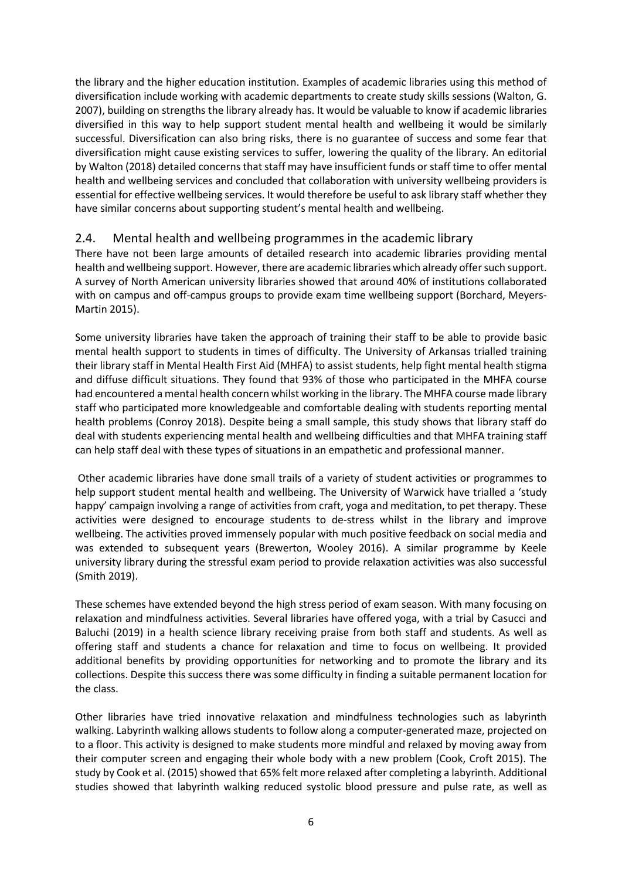the library and the higher education institution. Examples of academic libraries using this method of diversification include working with academic departments to create study skills sessions (Walton, G. 2007), building on strengths the library already has. It would be valuable to know if academic libraries diversified in this way to help support student mental health and wellbeing it would be similarly successful. Diversification can also bring risks, there is no guarantee of success and some fear that diversification might cause existing services to suffer, lowering the quality of the library. An editorial by Walton (2018) detailed concerns that staff may have insufficient funds or staff time to offer mental health and wellbeing services and concluded that collaboration with university wellbeing providers is essential for effective wellbeing services. It would therefore be useful to ask library staff whether they have similar concerns about supporting student's mental health and wellbeing.

## 2.4. Mental health and wellbeing programmes in the academic library

There have not been large amounts of detailed research into academic libraries providing mental health and wellbeing support. However, there are academic libraries which already offer such support. A survey of North American university libraries showed that around 40% of institutions collaborated with on campus and off-campus groups to provide exam time wellbeing support (Borchard, Meyers-Martin 2015).

Some university libraries have taken the approach of training their staff to be able to provide basic mental health support to students in times of difficulty. The University of Arkansas trialled training their library staff in Mental Health First Aid (MHFA) to assist students, help fight mental health stigma and diffuse difficult situations. They found that 93% of those who participated in the MHFA course had encountered a mental health concern whilst working in the library. The MHFA course made library staff who participated more knowledgeable and comfortable dealing with students reporting mental health problems (Conroy 2018). Despite being a small sample, this study shows that library staff do deal with students experiencing mental health and wellbeing difficulties and that MHFA training staff can help staff deal with these types of situations in an empathetic and professional manner.

Other academic libraries have done small trails of a variety of student activities or programmes to help support student mental health and wellbeing. The University of Warwick have trialled a 'study happy' campaign involving a range of activities from craft, yoga and meditation, to pet therapy. These activities were designed to encourage students to de-stress whilst in the library and improve wellbeing. The activities proved immensely popular with much positive feedback on social media and was extended to subsequent years (Brewerton, Wooley 2016). A similar programme by Keele university library during the stressful exam period to provide relaxation activities was also successful (Smith 2019).

These schemes have extended beyond the high stress period of exam season. With many focusing on relaxation and mindfulness activities. Several libraries have offered yoga, with a trial by Casucci and Baluchi (2019) in a health science library receiving praise from both staff and students. As well as offering staff and students a chance for relaxation and time to focus on wellbeing. It provided additional benefits by providing opportunities for networking and to promote the library and its collections. Despite this success there was some difficulty in finding a suitable permanent location for the class.

Other libraries have tried innovative relaxation and mindfulness technologies such as labyrinth walking. Labyrinth walking allows students to follow along a computer-generated maze, projected on to a floor. This activity is designed to make students more mindful and relaxed by moving away from their computer screen and engaging their whole body with a new problem (Cook, Croft 2015). The study by Cook et al. (2015) showed that 65% felt more relaxed after completing a labyrinth. Additional studies showed that labyrinth walking reduced systolic blood pressure and pulse rate, as well as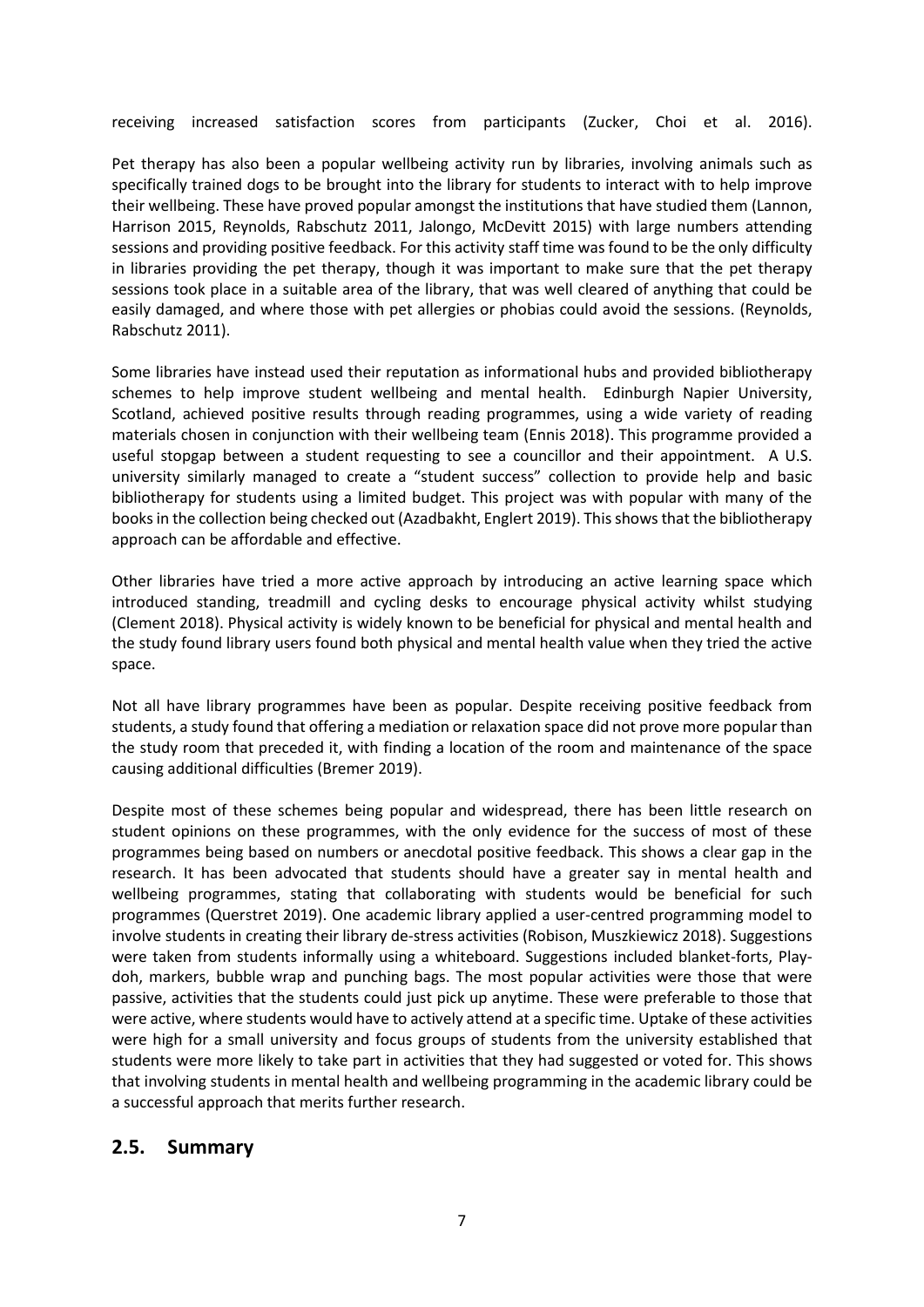receiving increased satisfaction scores from participants (Zucker, Choi et al. 2016).

Pet therapy has also been a popular wellbeing activity run by libraries, involving animals such as specifically trained dogs to be brought into the library for students to interact with to help improve their wellbeing. These have proved popular amongst the institutions that have studied them (Lannon, Harrison 2015, Reynolds, Rabschutz 2011, Jalongo, McDevitt 2015) with large numbers attending sessions and providing positive feedback. For this activity staff time was found to be the only difficulty in libraries providing the pet therapy, though it was important to make sure that the pet therapy sessions took place in a suitable area of the library, that was well cleared of anything that could be easily damaged, and where those with pet allergies or phobias could avoid the sessions. (Reynolds, Rabschutz 2011).

Some libraries have instead used their reputation as informational hubs and provided bibliotherapy schemes to help improve student wellbeing and mental health. Edinburgh Napier University, Scotland, achieved positive results through reading programmes, using a wide variety of reading materials chosen in conjunction with their wellbeing team (Ennis 2018). This programme provided a useful stopgap between a student requesting to see a councillor and their appointment. A U.S. university similarly managed to create a "student success" collection to provide help and basic bibliotherapy for students using a limited budget. This project was with popular with many of the books in the collection being checked out (Azadbakht, Englert 2019). This shows that the bibliotherapy approach can be affordable and effective.

Other libraries have tried a more active approach by introducing an active learning space which introduced standing, treadmill and cycling desks to encourage physical activity whilst studying (Clement 2018). Physical activity is widely known to be beneficial for physical and mental health and the study found library users found both physical and mental health value when they tried the active space.

Not all have library programmes have been as popular. Despite receiving positive feedback from students, a study found that offering a mediation or relaxation space did not prove more popular than the study room that preceded it, with finding a location of the room and maintenance of the space causing additional difficulties (Bremer 2019).

Despite most of these schemes being popular and widespread, there has been little research on student opinions on these programmes, with the only evidence for the success of most of these programmes being based on numbers or anecdotal positive feedback. This shows a clear gap in the research. It has been advocated that students should have a greater say in mental health and wellbeing programmes, stating that collaborating with students would be beneficial for such programmes (Querstret 2019). One academic library applied a user-centred programming model to involve students in creating their library de-stress activities (Robison, Muszkiewicz 2018). Suggestions were taken from students informally using a whiteboard. Suggestions included blanket-forts, Play-doh, markers, bubble wrap and punching bags. The most popular activities were those that were passive, activities that the students could just pick up anytime. These were preferable to those that were active, where students would have to actively attend at a specific time. Uptake of these activities were high for a small university and focus groups of students from the university established that students were more likely to take part in activities that they had suggested or voted for. This shows that involving students in mental health and wellbeing programming in the academic library could be a successful approach that merits further research.

## 2.5. Summary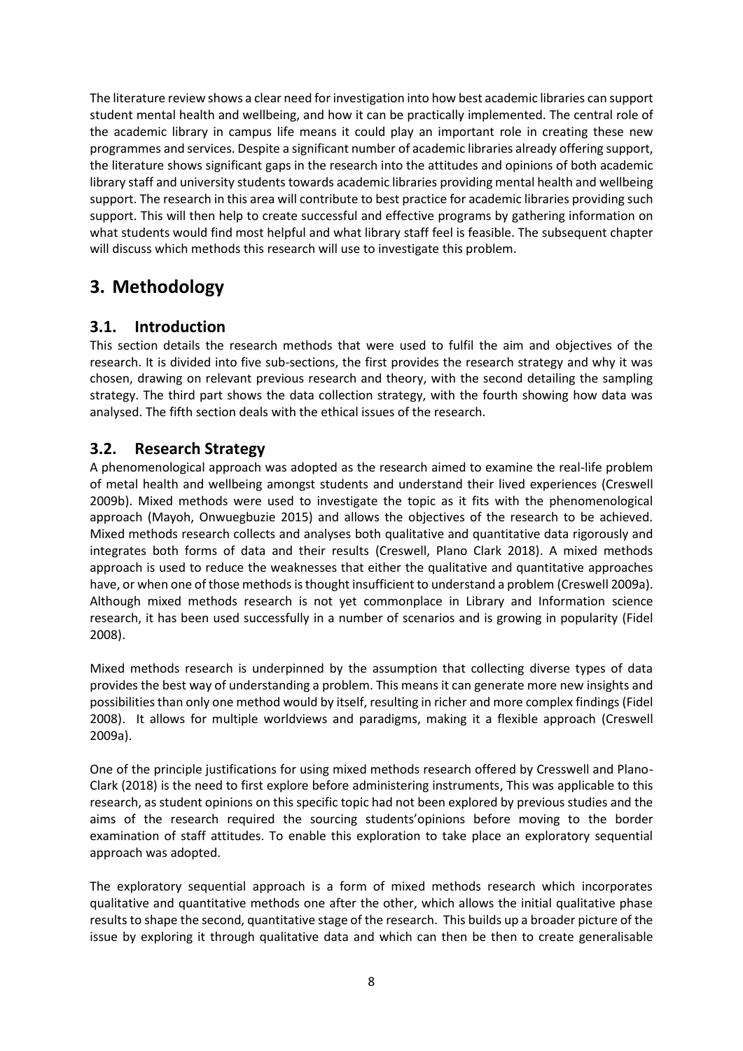The literature review shows a clear need for investigation into how best academic libraries can support student mental health and wellbeing, and how it can be practically implemented. The central role of the academic library in campus life means it could play an important role in creating these new programmes and services. Despite a significant number of academic libraries already offering support, the literature shows significant gaps in the research into the attitudes and opinions of both academic library staff and university students towards academic libraries providing mental health and wellbeing support. The research in this area will contribute to best practice for academic libraries providing such support. This will then help to create successful and effective programs by gathering information on what students would find most helpful and what library staff feel is feasible. The subsequent chapter will discuss which methods this research will use to investigate this problem.

# 3. Methodology

## 3.1. Introduction

This section details the research methods that were used to fulfil the aim and objectives of the research. It is divided into five sub-sections, the first provides the research strategy and why it was chosen, drawing on relevant previous research and theory, with the second detailing the sampling strategy. The third part shows the data collection strategy, with the fourth showing how data was analysed. The fifth section deals with the ethical issues of the research.

## 3.2. Research Strategy

A phenomenological approach was adopted as the research aimed to examine the real-life problem of metal health and wellbeing amongst students and understand their lived experiences (Creswell 2009b). Mixed methods were used to investigate the topic as it fits with the phenomenological approach (Mayoh, Onwuegbuzie 2015) and allows the objectives of the research to be achieved. Mixed methods research collects and analyses both qualitative and quantitative data rigorously and integrates both forms of data and their results (Creswell, Plano Clark 2018). A mixed methods approach is used to reduce the weaknesses that either the qualitative and quantitative approaches have, or when one of those methods is thought insufficient to understand a problem (Creswell 2009a). Although mixed methods research is not yet commonplace in Library and Information science research, it has been used successfully in a number of scenarios and is growing in popularity (Fidel 2008).

Mixed methods research is underpinned by the assumption that collecting diverse types of data provides the best way of understanding a problem. This means it can generate more new insights and possibilities than only one method would by itself, resulting in richer and more complex findings (Fidel 2008). It allows for multiple worldviews and paradigms, making it a flexible approach (Creswell 2009a).

One of the principle justifications for using mixed methods research offered by Cresswell and Plano-Clark (2018) is the need to first explore before administering instruments, This was applicable to this research, as student opinions on this specific topic had not been explored by previous studies and the aims of the research required the sourcing students'opinions before moving to the border examination of staff attitudes. To enable this exploration to take place an exploratory sequential approach was adopted.

The exploratory sequential approach is a form of mixed methods research which incorporates qualitative and quantitative methods one after the other, which allows the initial qualitative phase results to shape the second, quantitative stage of the research. This builds up a broader picture of the issue by exploring it through qualitative data and which can then be then to create generalisable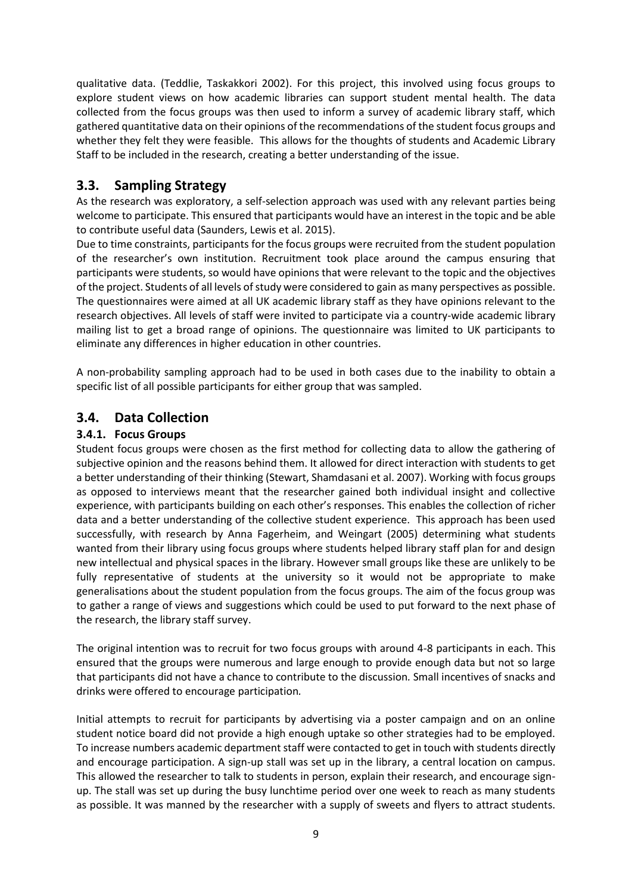qualitative data. (Teddlie, Taskakkori 2002). For this project, this involved using focus groups to explore student views on how academic libraries can support student mental health. The data collected from the focus groups was then used to inform a survey of academic library staff, which gathered quantitative data on their opinions of the recommendations of the student focus groups and whether they felt they were feasible. This allows for the thoughts of students and Academic Library Staff to be included in the research, creating a better understanding of the issue.

## 3.3. Sampling Strategy

As the research was exploratory, a self-selection approach was used with any relevant parties being welcome to participate. This ensured that participants would have an interest in the topic and be able to contribute useful data (Saunders, Lewis et al. 2015).

Due to time constraints, participants for the focus groups were recruited from the student population of the researcher's own institution. Recruitment took place around the campus ensuring that participants were students, so would have opinions that were relevant to the topic and the objectives of the project. Students of all levels of study were considered to gain as many perspectives as possible. The questionnaires were aimed at all UK academic library staff as they have opinions relevant to the research objectives. All levels of staff were invited to participate via a country-wide academic library mailing list to get a broad range of opinions. The questionnaire was limited to UK participants to eliminate any differences in higher education in other countries.

A non-probability sampling approach had to be used in both cases due to the inability to obtain a specific list of all possible participants for either group that was sampled.

## 3.4. Data Collection

### 3.4.1. Focus Groups

Student focus groups were chosen as the first method for collecting data to allow the gathering of subjective opinion and the reasons behind them. It allowed for direct interaction with students to get a better understanding of their thinking (Stewart, Shamdasani et al. 2007). Working with focus groups as opposed to interviews meant that the researcher gained both individual insight and collective experience, with participants building on each other's responses. This enables the collection of richer data and a better understanding of the collective student experience. This approach has been used successfully, with research by Anna Fagerheim, and Weingart (2005) determining what students wanted from their library using focus groups where students helped library staff plan for and design new intellectual and physical spaces in the library. However small groups like these are unlikely to be fully representative of students at the university so it would not be appropriate to make generalisations about the student population from the focus groups. The aim of the focus group was to gather a range of views and suggestions which could be used to put forward to the next phase of the research, the library staff survey.

The original intention was to recruit for two focus groups with around 4-8 participants in each. This ensured that the groups were numerous and large enough to provide enough data but not so large that participants did not have a chance to contribute to the discussion. Small incentives of snacks and drinks were offered to encourage participation.

Initial attempts to recruit for participants by advertising via a poster campaign and on an online student notice board did not provide a high enough uptake so other strategies had to be employed. To increase numbers academic department staff were contacted to get in touch with students directly and encourage participation. A sign-up stall was set up in the library, a central location on campus. This allowed the researcher to talk to students in person, explain their research, and encourage sign-up. The stall was set up during the busy lunchtime period over one week to reach as many students as possible. It was manned by the researcher with a supply of sweets and flyers to attract students.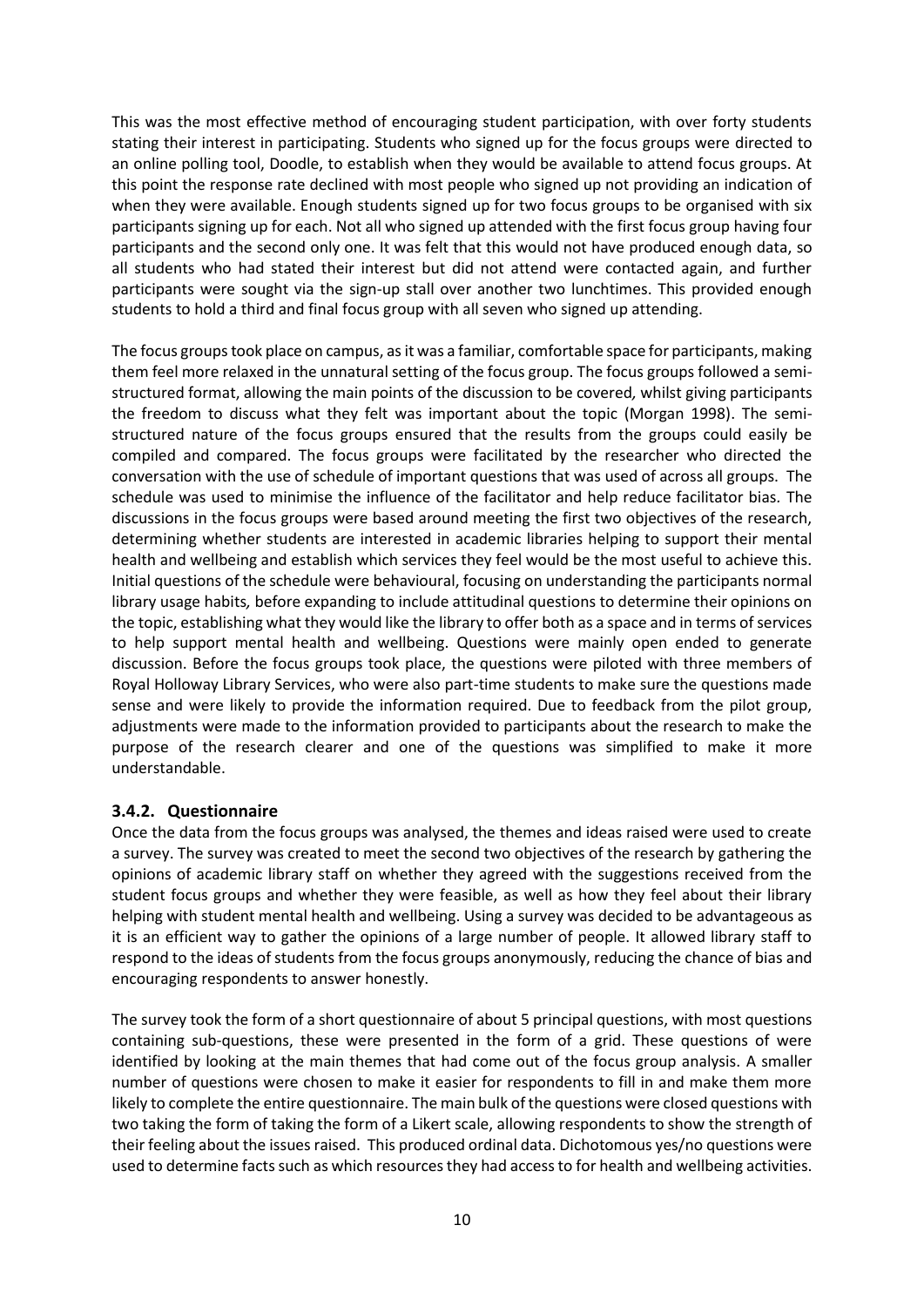This was the most effective method of encouraging student participation, with over forty students stating their interest in participating. Students who signed up for the focus groups were directed to an online polling tool, Doodle, to establish when they would be available to attend focus groups. At this point the response rate declined with most people who signed up not providing an indication of when they were available. Enough students signed up for two focus groups to be organised with six participants signing up for each. Not all who signed up attended with the first focus group having four participants and the second only one. It was felt that this would not have produced enough data, so all students who had stated their interest but did not attend were contacted again, and further participants were sought via the sign-up stall over another two lunchtimes. This provided enough students to hold a third and final focus group with all seven who signed up attending.

The focus groups took place on campus, as it was a familiar, comfortable space for participants, making them feel more relaxed in the unnatural setting of the focus group. The focus groups followed a semi-structured format, allowing the main points of the discussion to be covered*,* whilst giving participants the freedom to discuss what they felt was important about the topic (Morgan 1998). The semi-structured nature of the focus groups ensured that the results from the groups could easily be compiled and compared. The focus groups were facilitated by the researcher who directed the conversation with the use of schedule of important questions that was used of across all groups. The schedule was used to minimise the influence of the facilitator and help reduce facilitator bias. The discussions in the focus groups were based around meeting the first two objectives of the research, determining whether students are interested in academic libraries helping to support their mental health and wellbeing and establish which services they feel would be the most useful to achieve this. Initial questions of the schedule were behavioural, focusing on understanding the participants normal library usage habits*,* before expanding to include attitudinal questions to determine their opinions on the topic, establishing what they would like the library to offer both as a space and in terms of services to help support mental health and wellbeing. Questions were mainly open ended to generate discussion. Before the focus groups took place, the questions were piloted with three members of Royal Holloway Library Services, who were also part-time students to make sure the questions made sense and were likely to provide the information required. Due to feedback from the pilot group, adjustments were made to the information provided to participants about the research to make the purpose of the research clearer and one of the questions was simplified to make it more understandable.

### 3.4.2. Questionnaire

Once the data from the focus groups was analysed, the themes and ideas raised were used to create a survey. The survey was created to meet the second two objectives of the research by gathering the opinions of academic library staff on whether they agreed with the suggestions received from the student focus groups and whether they were feasible, as well as how they feel about their library helping with student mental health and wellbeing. Using a survey was decided to be advantageous as it is an efficient way to gather the opinions of a large number of people. It allowed library staff to respond to the ideas of students from the focus groups anonymously, reducing the chance of bias and encouraging respondents to answer honestly.

The survey took the form of a short questionnaire of about 5 principal questions, with most questions containing sub-questions, these were presented in the form of a grid. These questions of were identified by looking at the main themes that had come out of the focus group analysis. A smaller number of questions were chosen to make it easier for respondents to fill in and make them more likely to complete the entire questionnaire. The main bulk of the questions were closed questions with two taking the form of taking the form of a Likert scale, allowing respondents to show the strength of their feeling about the issues raised. This produced ordinal data. Dichotomous yes/no questions were used to determine facts such as which resources they had access to for health and wellbeing activities.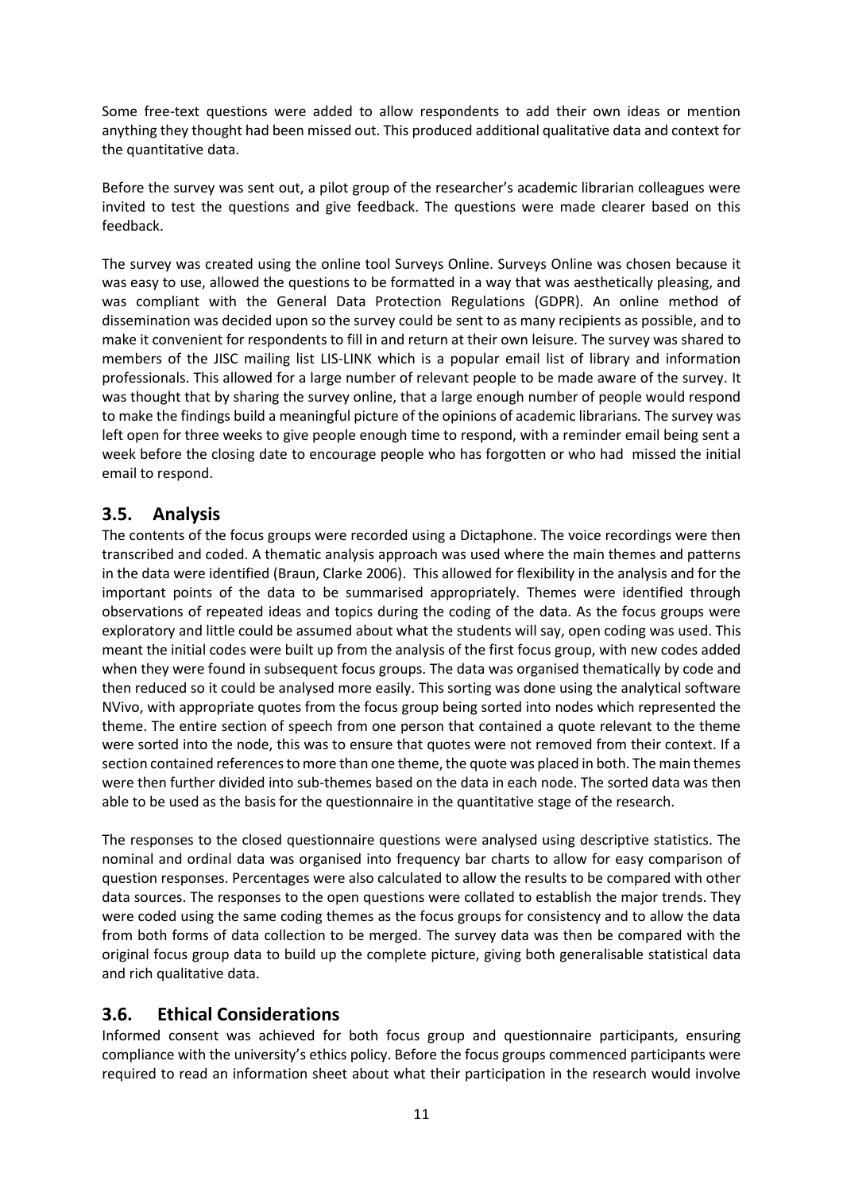Some free-text questions were added to allow respondents to add their own ideas or mention anything they thought had been missed out. This produced additional qualitative data and context for the quantitative data.

Before the survey was sent out, a pilot group of the researcher's academic librarian colleagues were invited to test the questions and give feedback. The questions were made clearer based on this feedback.

The survey was created using the online tool Surveys Online. Surveys Online was chosen because it was easy to use, allowed the questions to be formatted in a way that was aesthetically pleasing, and was compliant with the General Data Protection Regulations (GDPR). An online method of dissemination was decided upon so the survey could be sent to as many recipients as possible, and to make it convenient for respondents to fill in and return at their own leisure. The survey was shared to members of the JISC mailing list LIS-LINK which is a popular email list of library and information professionals. This allowed for a large number of relevant people to be made aware of the survey. It was thought that by sharing the survey online, that a large enough number of people would respond to make the findings build a meaningful picture of the opinions of academic librarians. The survey was left open for three weeks to give people enough time to respond, with a reminder email being sent a week before the closing date to encourage people who has forgotten or who had missed the initial email to respond.

## 3.5. Analysis

The contents of the focus groups were recorded using a Dictaphone. The voice recordings were then transcribed and coded. A thematic analysis approach was used where the main themes and patterns in the data were identified (Braun, Clarke 2006). This allowed for flexibility in the analysis and for the important points of the data to be summarised appropriately. Themes were identified through observations of repeated ideas and topics during the coding of the data. As the focus groups were exploratory and little could be assumed about what the students will say, open coding was used. This meant the initial codes were built up from the analysis of the first focus group, with new codes added when they were found in subsequent focus groups. The data was organised thematically by code and then reduced so it could be analysed more easily. This sorting was done using the analytical software NVivo, with appropriate quotes from the focus group being sorted into nodes which represented the theme. The entire section of speech from one person that contained a quote relevant to the theme were sorted into the node, this was to ensure that quotes were not removed from their context. If a section contained references to more than one theme, the quote was placed in both. The main themes were then further divided into sub-themes based on the data in each node. The sorted data was then able to be used as the basis for the questionnaire in the quantitative stage of the research.

The responses to the closed questionnaire questions were analysed using descriptive statistics. The nominal and ordinal data was organised into frequency bar charts to allow for easy comparison of question responses. Percentages were also calculated to allow the results to be compared with other data sources. The responses to the open questions were collated to establish the major trends. They were coded using the same coding themes as the focus groups for consistency and to allow the data from both forms of data collection to be merged. The survey data was then be compared with the original focus group data to build up the complete picture, giving both generalisable statistical data and rich qualitative data.

## 3.6. Ethical Considerations

Informed consent was achieved for both focus group and questionnaire participants, ensuring compliance with the university's ethics policy. Before the focus groups commenced participants were required to read an information sheet about what their participation in the research would involve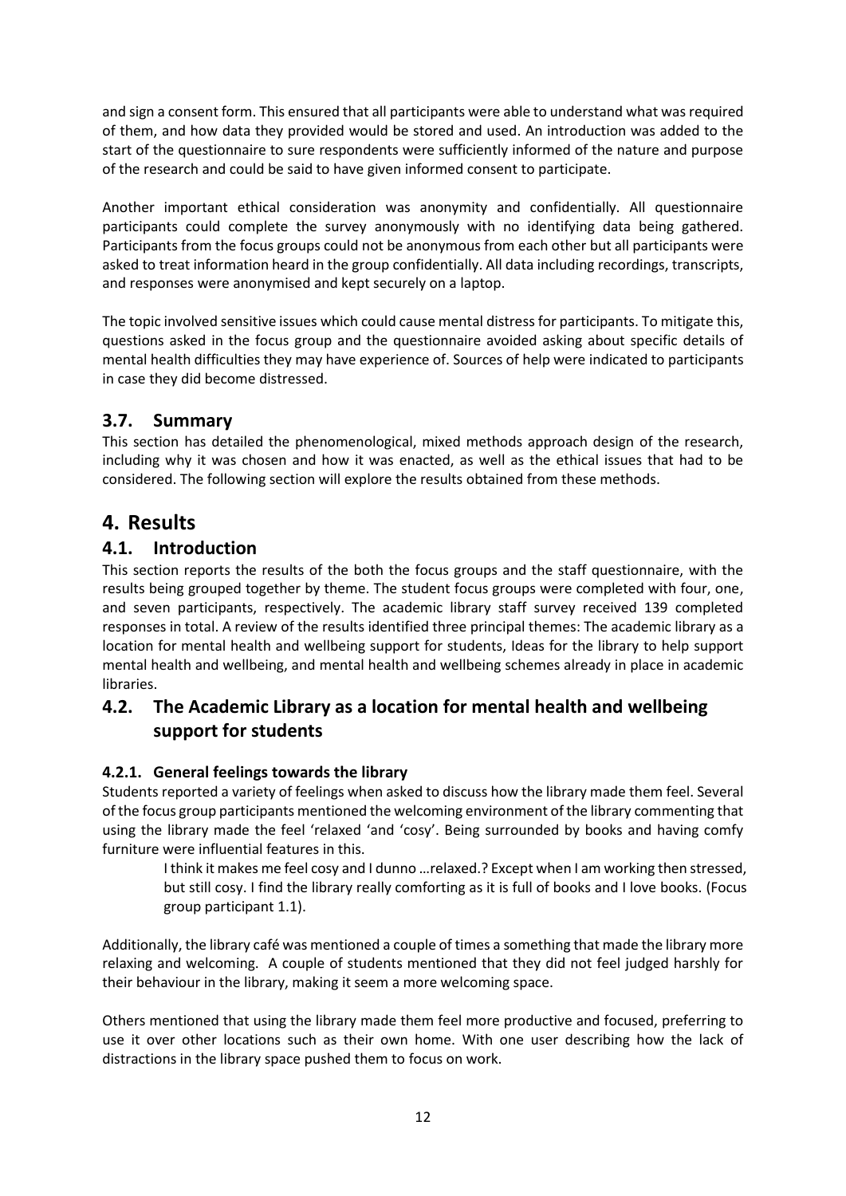and sign a consent form. This ensured that all participants were able to understand what was required of them, and how data they provided would be stored and used. An introduction was added to the start of the questionnaire to sure respondents were sufficiently informed of the nature and purpose of the research and could be said to have given informed consent to participate.

Another important ethical consideration was anonymity and confidentially. All questionnaire participants could complete the survey anonymously with no identifying data being gathered. Participants from the focus groups could not be anonymous from each other but all participants were asked to treat information heard in the group confidentially. All data including recordings, transcripts, and responses were anonymised and kept securely on a laptop.

The topic involved sensitive issues which could cause mental distress for participants. To mitigate this, questions asked in the focus group and the questionnaire avoided asking about specific details of mental health difficulties they may have experience of. Sources of help were indicated to participants in case they did become distressed.

### 3.7. Summary

This section has detailed the phenomenological, mixed methods approach design of the research, including why it was chosen and how it was enacted, as well as the ethical issues that had to be considered. The following section will explore the results obtained from these methods.

# 4. Results

## 4.1. Introduction

This section reports the results of the both the focus groups and the staff questionnaire, with the results being grouped together by theme. The student focus groups were completed with four, one, and seven participants, respectively. The academic library staff survey received 139 completed responses in total. A review of the results identified three principal themes: The academic library as a location for mental health and wellbeing support for students, Ideas for the library to help support mental health and wellbeing, and mental health and wellbeing schemes already in place in academic libraries.

## 4.2. The Academic Library as a location for mental health and wellbeing support for students

#### 4.2.1. General feelings towards the library

Students reported a variety of feelings when asked to discuss how the library made them feel. Several of the focus group participants mentioned the welcoming environment of the library commenting that using the library made the feel 'relaxed 'and 'cosy'. Being surrounded by books and having comfy furniture were influential features in this.

> I think it makes me feel cosy and I dunno …relaxed.? Except when I am working then stressed, but still cosy. I find the library really comforting as it is full of books and I love books. (Focus group participant 1.1).

Additionally, the library café was mentioned a couple of times a something that made the library more relaxing and welcoming. A couple of students mentioned that they did not feel judged harshly for their behaviour in the library, making it seem a more welcoming space.

Others mentioned that using the library made them feel more productive and focused, preferring to use it over other locations such as their own home. With one user describing how the lack of distractions in the library space pushed them to focus on work.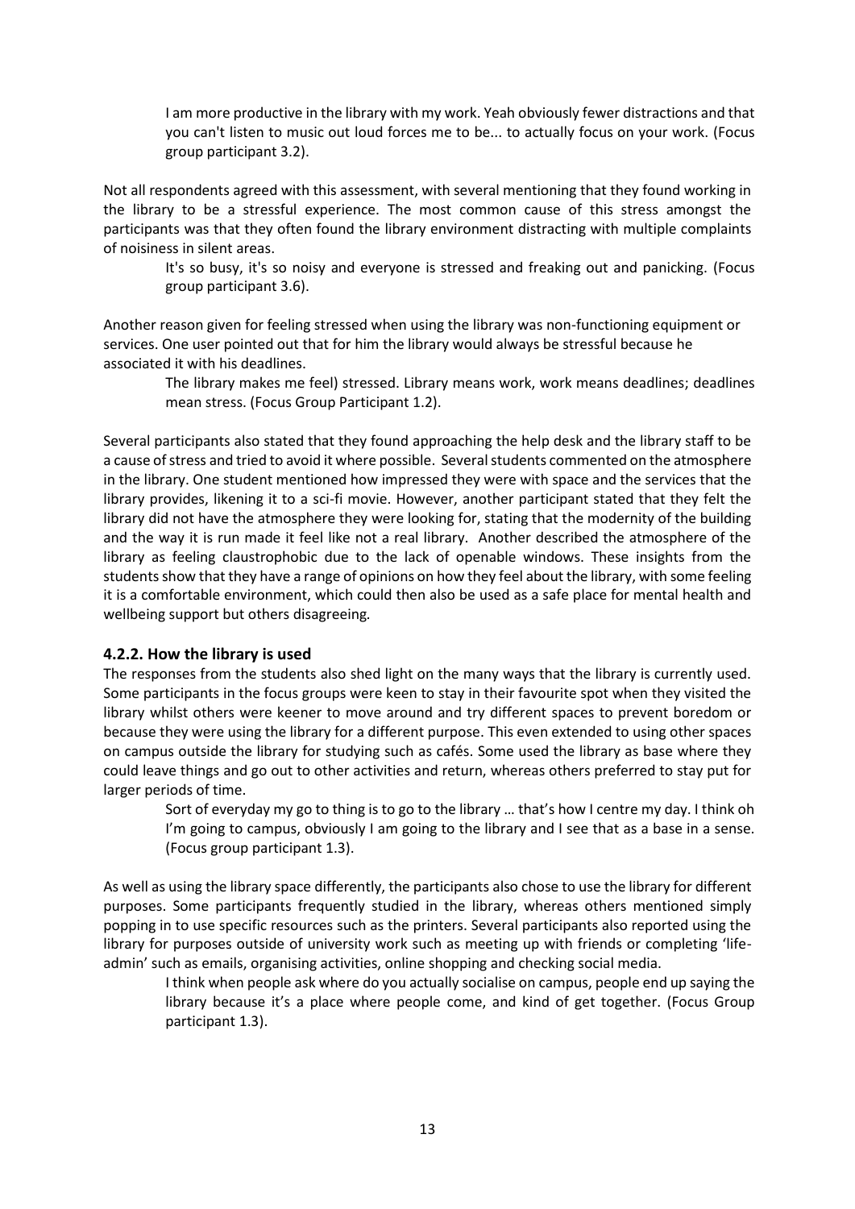> I am more productive in the library with my work. Yeah obviously fewer distractions and that you can't listen to music out loud forces me to be... to actually focus on your work. (Focus group participant 3.2).

Not all respondents agreed with this assessment, with several mentioning that they found working in the library to be a stressful experience. The most common cause of this stress amongst the participants was that they often found the library environment distracting with multiple complaints of noisiness in silent areas.

> It's so busy, it's so noisy and everyone is stressed and freaking out and panicking. (Focus group participant 3.6).

Another reason given for feeling stressed when using the library was non-functioning equipment or services. One user pointed out that for him the library would always be stressful because he associated it with his deadlines.

> The library makes me feel) stressed. Library means work, work means deadlines; deadlines mean stress. (Focus Group Participant 1.2).

Several participants also stated that they found approaching the help desk and the library staff to be a cause of stress and tried to avoid it where possible. Several students commented on the atmosphere in the library. One student mentioned how impressed they were with space and the services that the library provides, likening it to a sci-fi movie. However, another participant stated that they felt the library did not have the atmosphere they were looking for, stating that the modernity of the building and the way it is run made it feel like not a real library. Another described the atmosphere of the library as feeling claustrophobic due to the lack of openable windows. These insights from the students show that they have a range of opinions on how they feel about the library, with some feeling it is a comfortable environment, which could then also be used as a safe place for mental health and wellbeing support but others disagreeing.

### 4.2.2. How the library is used

The responses from the students also shed light on the many ways that the library is currently used. Some participants in the focus groups were keen to stay in their favourite spot when they visited the library whilst others were keener to move around and try different spaces to prevent boredom or because they were using the library for a different purpose. This even extended to using other spaces on campus outside the library for studying such as cafés. Some used the library as base where they could leave things and go out to other activities and return, whereas others preferred to stay put for larger periods of time.

> Sort of everyday my go to thing is to go to the library … that's how I centre my day. I think oh I'm going to campus, obviously I am going to the library and I see that as a base in a sense. (Focus group participant 1.3).

As well as using the library space differently, the participants also chose to use the library for different purposes. Some participants frequently studied in the library, whereas others mentioned simply popping in to use specific resources such as the printers. Several participants also reported using the library for purposes outside of university work such as meeting up with friends or completing 'life-admin' such as emails, organising activities, online shopping and checking social media.

> I think when people ask where do you actually socialise on campus, people end up saying the library because it's a place where people come, and kind of get together. (Focus Group participant 1.3).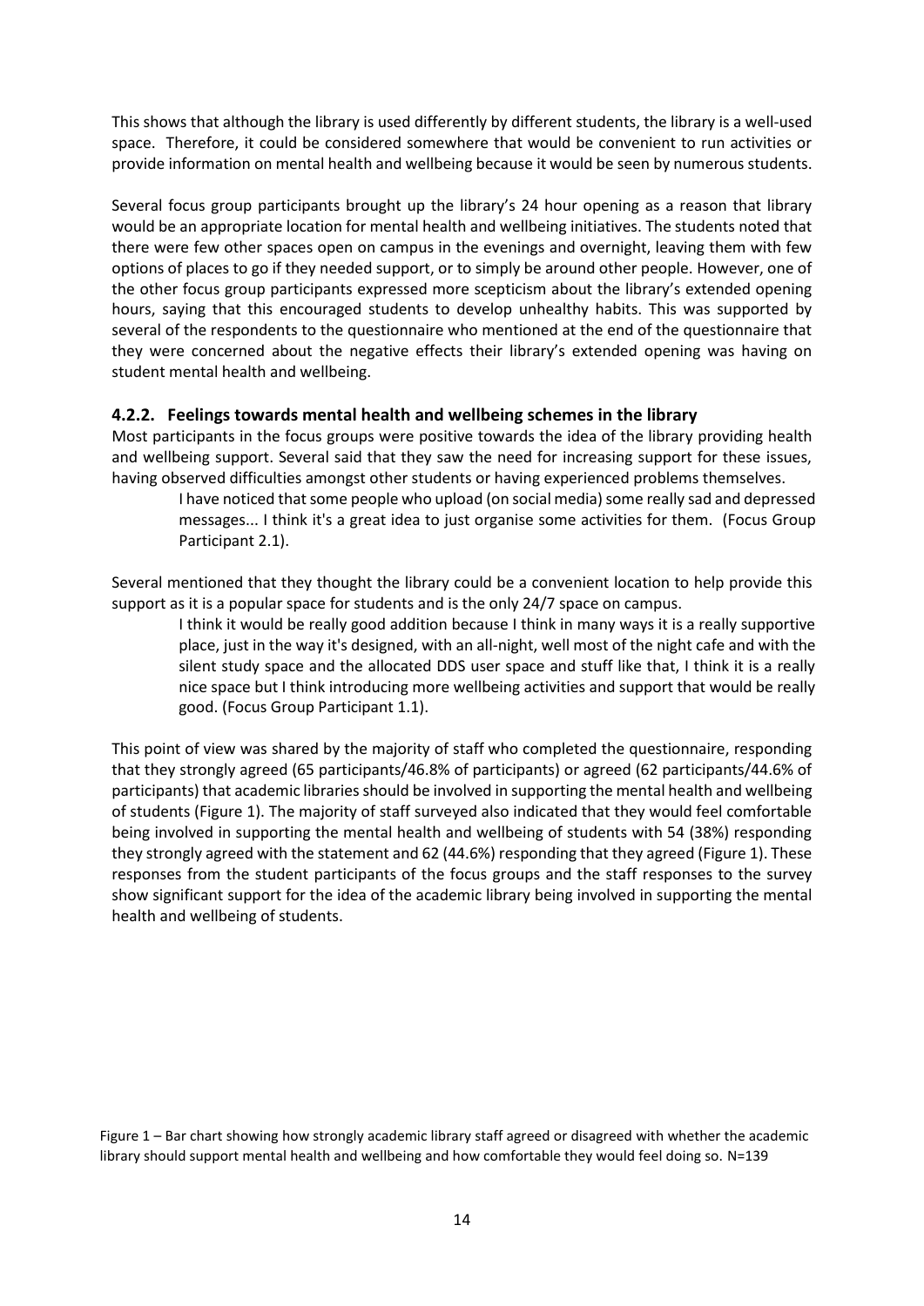This shows that although the library is used differently by different students, the library is a well-used space. Therefore, it could be considered somewhere that would be convenient to run activities or provide information on mental health and wellbeing because it would be seen by numerous students.

Several focus group participants brought up the library's 24 hour opening as a reason that library would be an appropriate location for mental health and wellbeing initiatives. The students noted that there were few other spaces open on campus in the evenings and overnight, leaving them with few options of places to go if they needed support, or to simply be around other people. However, one of the other focus group participants expressed more scepticism about the library's extended opening hours, saying that this encouraged students to develop unhealthy habits. This was supported by several of the respondents to the questionnaire who mentioned at the end of the questionnaire that they were concerned about the negative effects their library's extended opening was having on student mental health and wellbeing.

### 4.2.2. Feelings towards mental health and wellbeing schemes in the library

Most participants in the focus groups were positive towards the idea of the library providing health and wellbeing support. Several said that they saw the need for increasing support for these issues, having observed difficulties amongst other students or having experienced problems themselves.

> I have noticed that some people who upload (on social media) some really sad and depressed messages... I think it's a great idea to just organise some activities for them. (Focus Group Participant 2.1).

Several mentioned that they thought the library could be a convenient location to help provide this support as it is a popular space for students and is the only 24/7 space on campus.

> I think it would be really good addition because I think in many ways it is a really supportive place, just in the way it's designed, with an all-night, well most of the night cafe and with the silent study space and the allocated DDS user space and stuff like that, I think it is a really nice space but I think introducing more wellbeing activities and support that would be really good. (Focus Group Participant 1.1).

This point of view was shared by the majority of staff who completed the questionnaire, responding that they strongly agreed (65 participants/46.8% of participants) or agreed (62 participants/44.6% of participants) that academic libraries should be involved in supporting the mental health and wellbeing of students (Figure 1). The majority of staff surveyed also indicated that they would feel comfortable being involved in supporting the mental health and wellbeing of students with 54 (38%) responding they strongly agreed with the statement and 62 (44.6%) responding that they agreed (Figure 1). These responses from the student participants of the focus groups and the staff responses to the survey show significant support for the idea of the academic library being involved in supporting the mental health and wellbeing of students.

Figure 1 – Bar chart showing how strongly academic library staff agreed or disagreed with whether the academic library should support mental health and wellbeing and how comfortable they would feel doing so. N=139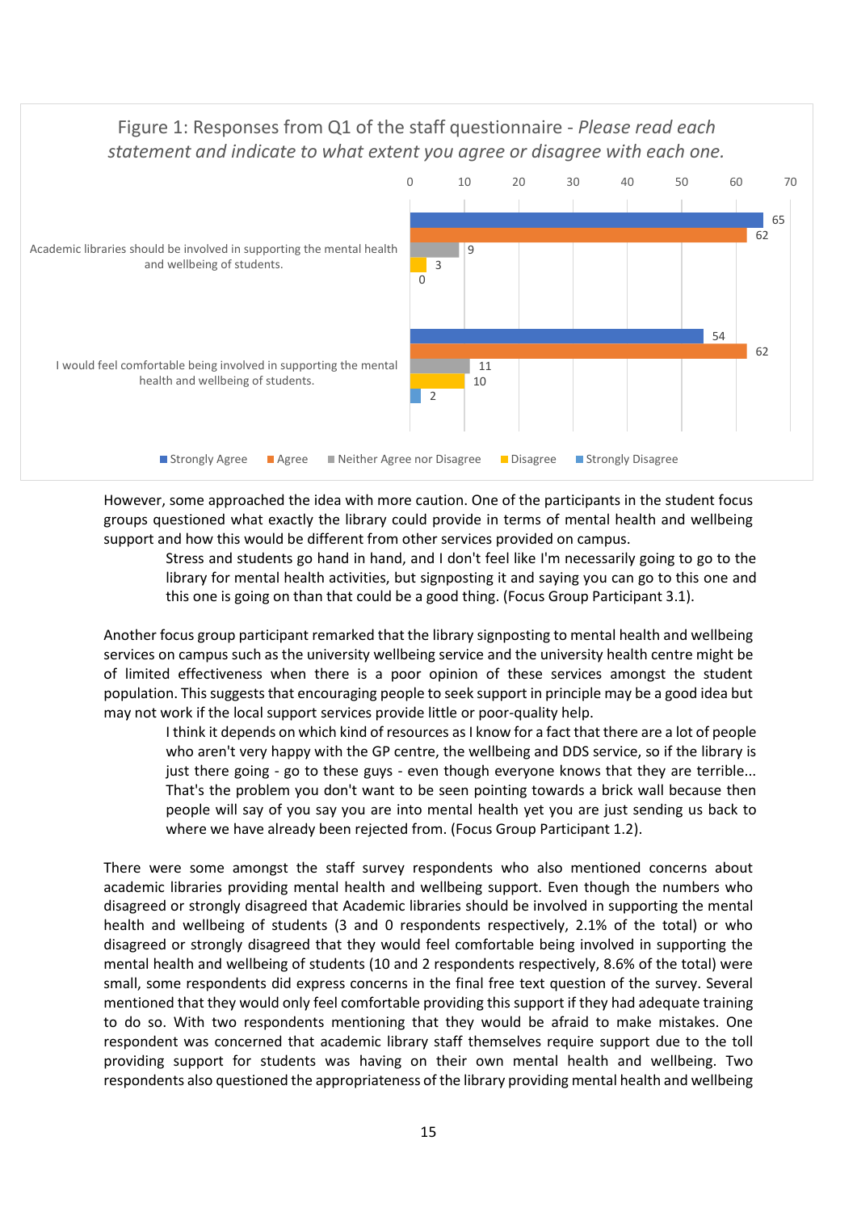Figure 1: Responses from Q1 of the staff questionnaire - *Please read each statement and indicate to what extent you agree or disagree with each one.*

| Statement | Strongly Agree | Agree | Neither Agree nor Disagree | Disagree | Strongly Disagree |
|---|---|---|---|---|---|
| Academic libraries should be involved in supporting the mental health and wellbeing of students. | 65 | 62 | 9 | 3 | 0 |
| I would feel comfortable being involved in supporting the mental health and wellbeing of students. | 54 | 62 | 11 | 10 | 2 |

However, some approached the idea with more caution. One of the participants in the student focus groups questioned what exactly the library could provide in terms of mental health and wellbeing support and how this would be different from other services provided on campus.

> Stress and students go hand in hand, and I don't feel like I'm necessarily going to go to the library for mental health activities, but signposting it and saying you can go to this one and this one is going on than that could be a good thing. (Focus Group Participant 3.1).

Another focus group participant remarked that the library signposting to mental health and wellbeing services on campus such as the university wellbeing service and the university health centre might be of limited effectiveness when there is a poor opinion of these services amongst the student population. This suggests that encouraging people to seek support in principle may be a good idea but may not work if the local support services provide little or poor-quality help.

> I think it depends on which kind of resources as I know for a fact that there are a lot of people who aren't very happy with the GP centre, the wellbeing and DDS service, so if the library is just there going - go to these guys - even though everyone knows that they are terrible... That's the problem you don't want to be seen pointing towards a brick wall because then people will say of you say you are into mental health yet you are just sending us back to where we have already been rejected from. (Focus Group Participant 1.2).

There were some amongst the staff survey respondents who also mentioned concerns about academic libraries providing mental health and wellbeing support. Even though the numbers who disagreed or strongly disagreed that Academic libraries should be involved in supporting the mental health and wellbeing of students (3 and 0 respondents respectively, 2.1% of the total) or who disagreed or strongly disagreed that they would feel comfortable being involved in supporting the mental health and wellbeing of students (10 and 2 respondents respectively, 8.6% of the total) were small, some respondents did express concerns in the final free text question of the survey. Several mentioned that they would only feel comfortable providing this support if they had adequate training to do so. With two respondents mentioning that they would be afraid to make mistakes. One respondent was concerned that academic library staff themselves require support due to the toll providing support for students was having on their own mental health and wellbeing. Two respondents also questioned the appropriateness of the library providing mental health and wellbeing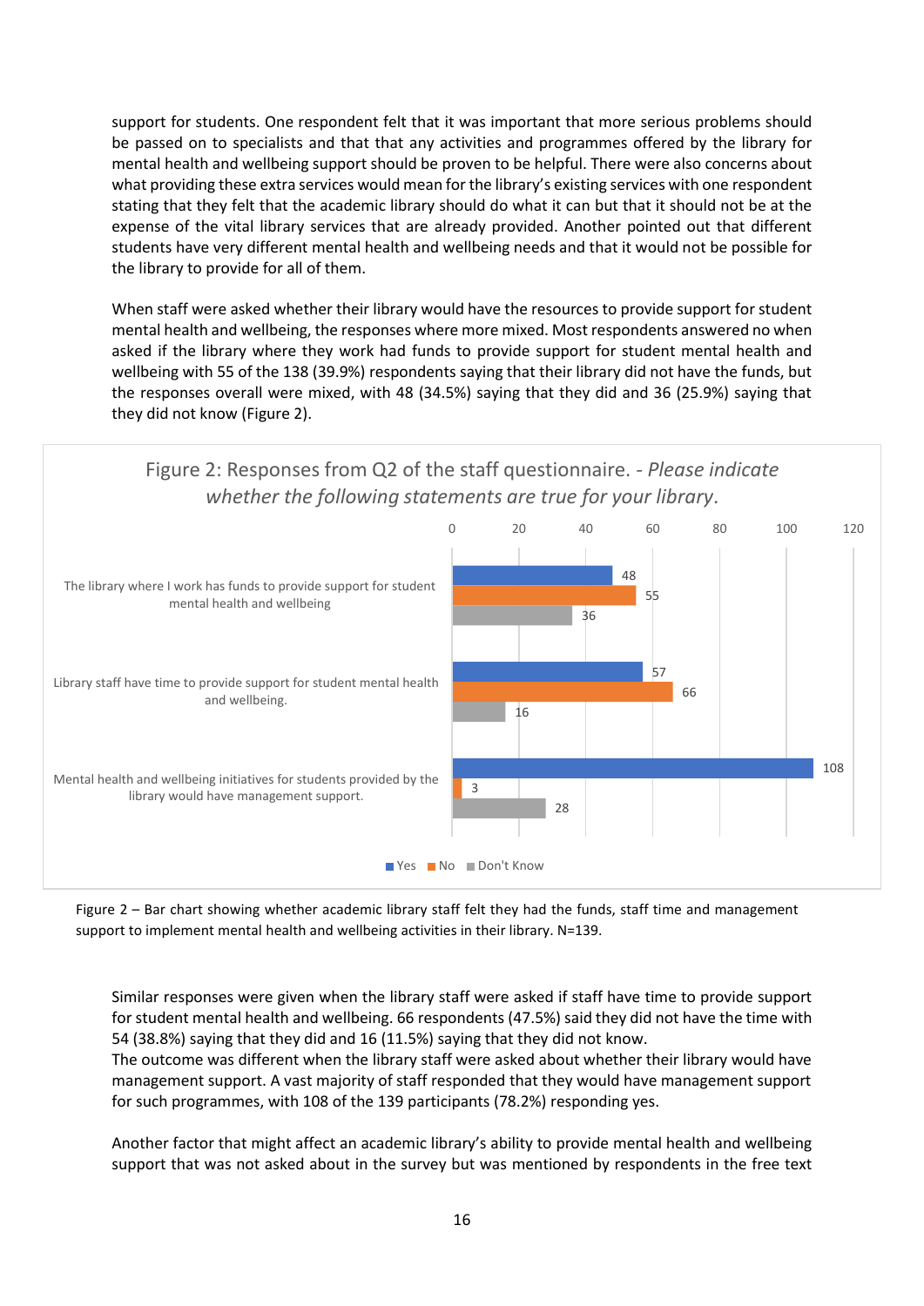support for students. One respondent felt that it was important that more serious problems should be passed on to specialists and that that any activities and programmes offered by the library for mental health and wellbeing support should be proven to be helpful. There were also concerns about what providing these extra services would mean for the library's existing services with one respondent stating that they felt that the academic library should do what it can but that it should not be at the expense of the vital library services that are already provided. Another pointed out that different students have very different mental health and wellbeing needs and that it would not be possible for the library to provide for all of them.

When staff were asked whether their library would have the resources to provide support for student mental health and wellbeing, the responses where more mixed. Most respondents answered no when asked if the library where they work had funds to provide support for student mental health and wellbeing with 55 of the 138 (39.9%) respondents saying that their library did not have the funds, but the responses overall were mixed, with 48 (34.5%) saying that they did and 36 (25.9%) saying that they did not know (Figure 2).

Figure 2: Responses from Q2 of the staff questionnaire. - *Please indicate whether the following statements are true for your library*.

| Statement | Yes | No | Don't Know |
|---|---|---|---|
| The library where I work has funds to provide support for student mental health and wellbeing | 48 | 55 | 36 |
| Library staff have time to provide support for student mental health and wellbeing. | 57 | 66 | 16 |
| Mental health and wellbeing initiatives for students provided by the library would have management support. | 108 | 3 | 28 |

Figure 2 – Bar chart showing whether academic library staff felt they had the funds, staff time and management support to implement mental health and wellbeing activities in their library. N=139.

Similar responses were given when the library staff were asked if staff have time to provide support for student mental health and wellbeing. 66 respondents (47.5%) said they did not have the time with 54 (38.8%) saying that they did and 16 (11.5%) saying that they did not know.
The outcome was different when the library staff were asked about whether their library would have management support. A vast majority of staff responded that they would have management support for such programmes, with 108 of the 139 participants (78.2%) responding yes.

Another factor that might affect an academic library's ability to provide mental health and wellbeing support that was not asked about in the survey but was mentioned by respondents in the free text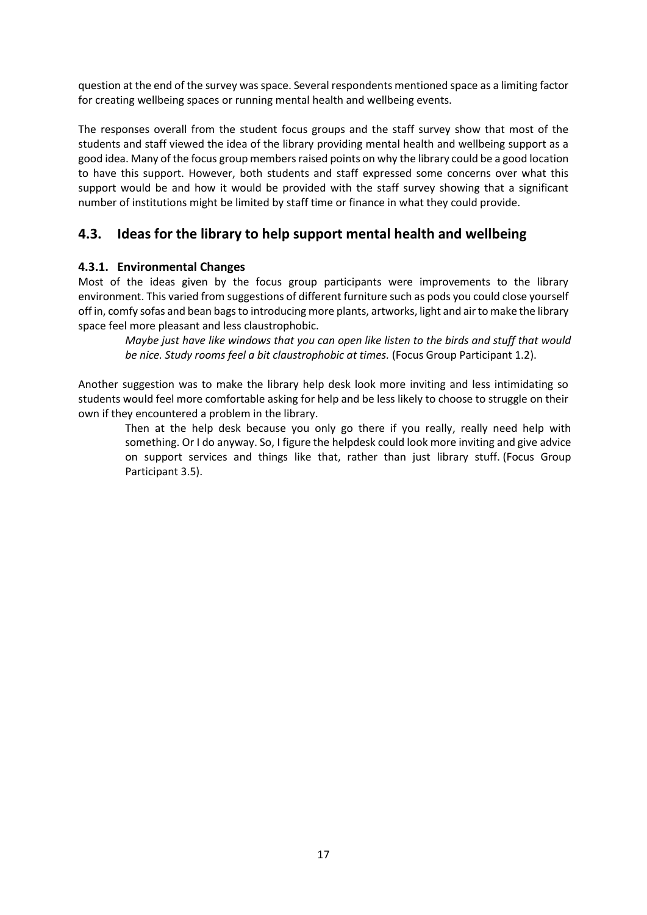question at the end of the survey was space. Several respondents mentioned space as a limiting factor for creating wellbeing spaces or running mental health and wellbeing events.

The responses overall from the student focus groups and the staff survey show that most of the students and staff viewed the idea of the library providing mental health and wellbeing support as a good idea. Many of the focus group members raised points on why the library could be a good location to have this support. However, both students and staff expressed some concerns over what this support would be and how it would be provided with the staff survey showing that a significant number of institutions might be limited by staff time or finance in what they could provide.

## 4.3. Ideas for the library to help support mental health and wellbeing

### 4.3.1. Environmental Changes

Most of the ideas given by the focus group participants were improvements to the library environment. This varied from suggestions of different furniture such as pods you could close yourself off in, comfy sofas and bean bags to introducing more plants, artworks, light and air to make the library space feel more pleasant and less claustrophobic.

> *Maybe just have like windows that you can open like listen to the birds and stuff that would be nice. Study rooms feel a bit claustrophobic at times.* (Focus Group Participant 1.2).

Another suggestion was to make the library help desk look more inviting and less intimidating so students would feel more comfortable asking for help and be less likely to choose to struggle on their own if they encountered a problem in the library.

> Then at the help desk because you only go there if you really, really need help with something. Or I do anyway. So, I figure the helpdesk could look more inviting and give advice on support services and things like that, rather than just library stuff. (Focus Group Participant 3.5).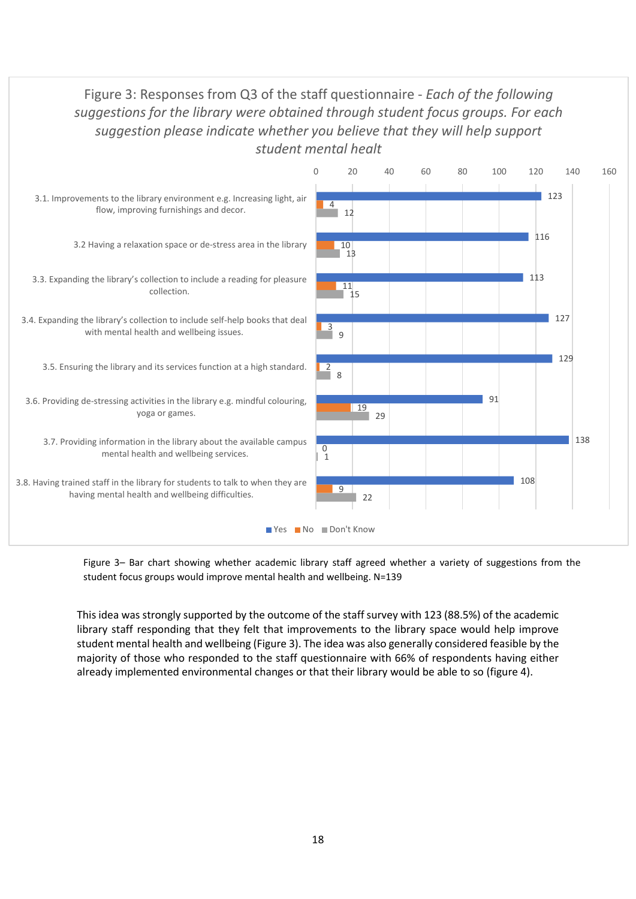Figure 3: Responses from Q3 of the staff questionnaire - *Each of the following suggestions for the library were obtained through student focus groups. For each suggestion please indicate whether you believe that they will help support student mental healt*

| Suggestion | Yes | No | Don't Know |
| --- | --- | --- | --- |
| 3.1. Improvements to the library environment e.g. Increasing light, air flow, improving furnishings and decor. | 123 | 4 | 12 |
| 3.2 Having a relaxation space or de-stress area in the library | 116 | 10 | 13 |
| 3.3. Expanding the library's collection to include a reading for pleasure collection. | 113 | 11 | 15 |
| 3.4. Expanding the library's collection to include self-help books that deal with mental health and wellbeing issues. | 127 | 3 | 9 |
| 3.5. Ensuring the library and its services function at a high standard. | 129 | 2 | 8 |
| 3.6. Providing de-stressing activities in the library e.g. mindful colouring, yoga or games. | 91 | 19 | 29 |
| 3.7. Providing information in the library about the available campus mental health and wellbeing services. | 138 | 0 | 1 |
| 3.8. Having trained staff in the library for students to talk to when they are having mental health and wellbeing difficulties. | 108 | 9 | 22 |

Figure 3– Bar chart showing whether academic library staff agreed whether a variety of suggestions from the student focus groups would improve mental health and wellbeing. N=139

This idea was strongly supported by the outcome of the staff survey with 123 (88.5%) of the academic library staff responding that they felt that improvements to the library space would help improve student mental health and wellbeing (Figure 3). The idea was also generally considered feasible by the majority of those who responded to the staff questionnaire with 66% of respondents having either already implemented environmental changes or that their library would be able to so (figure 4).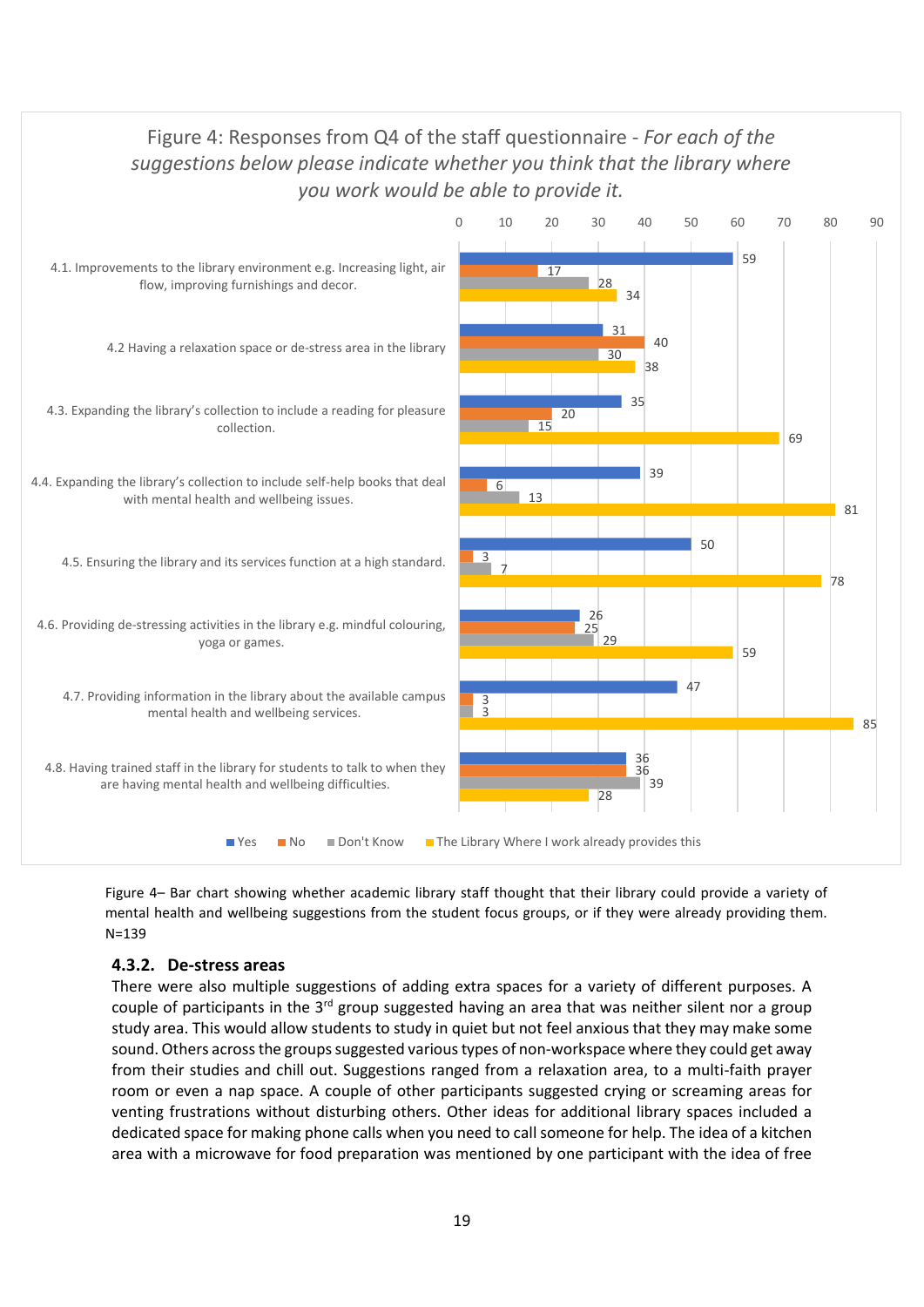**Figure 4: Responses from Q4 of the staff questionnaire - *For each of the suggestions below please indicate whether you think that the library where you work would be able to provide it.***

| Suggestion | Yes | No | Don't Know | The Library Where I work already provides this |
|---|---|---|---|---|
| 4.1. Improvements to the library environment e.g. Increasing light, air flow, improving furnishings and decor. | 59 | 17 | 28 | 34 |
| 4.2 Having a relaxation space or de-stress area in the library | 31 | 40 | 30 | 38 |
| 4.3. Expanding the library's collection to include a reading for pleasure collection. | 35 | 20 | 15 | 69 |
| 4.4. Expanding the library's collection to include self-help books that deal with mental health and wellbeing issues. | 39 | 6 | 13 | 81 |
| 4.5. Ensuring the library and its services function at a high standard. | 50 | 3 | 7 | 78 |
| 4.6. Providing de-stressing activities in the library e.g. mindful colouring, yoga or games. | 26 | 25 | 29 | 59 |
| 4.7. Providing information in the library about the available campus mental health and wellbeing services. | 47 | 3 | 3 | 85 |
| 4.8. Having trained staff in the library for students to talk to when they are having mental health and wellbeing difficulties. | 36 | 36 | 39 | 28 |

Figure 4– Bar chart showing whether academic library staff thought that their library could provide a variety of mental health and wellbeing suggestions from the student focus groups, or if they were already providing them. N=139

### 4.3.2. De-stress areas

There were also multiple suggestions of adding extra spaces for a variety of different purposes. A couple of participants in the 3rd group suggested having an area that was neither silent nor a group study area. This would allow students to study in quiet but not feel anxious that they may make some sound. Others across the groups suggested various types of non-workspace where they could get away from their studies and chill out. Suggestions ranged from a relaxation area, to a multi-faith prayer room or even a nap space. A couple of other participants suggested crying or screaming areas for venting frustrations without disturbing others. Other ideas for additional library spaces included a dedicated space for making phone calls when you need to call someone for help. The idea of a kitchen area with a microwave for food preparation was mentioned by one participant with the idea of free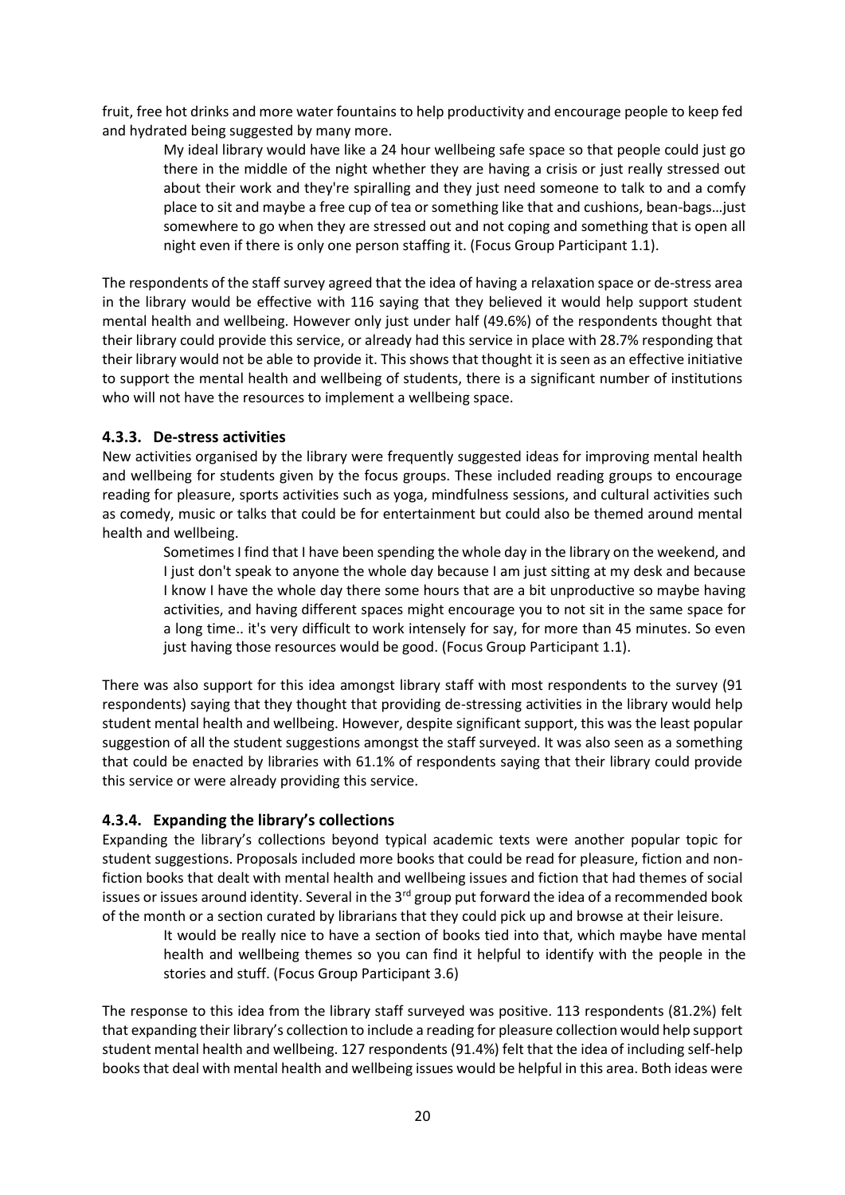fruit, free hot drinks and more water fountains to help productivity and encourage people to keep fed and hydrated being suggested by many more.

> My ideal library would have like a 24 hour wellbeing safe space so that people could just go there in the middle of the night whether they are having a crisis or just really stressed out about their work and they're spiralling and they just need someone to talk to and a comfy place to sit and maybe a free cup of tea or something like that and cushions, bean-bags…just somewhere to go when they are stressed out and not coping and something that is open all night even if there is only one person staffing it. (Focus Group Participant 1.1).

The respondents of the staff survey agreed that the idea of having a relaxation space or de-stress area in the library would be effective with 116 saying that they believed it would help support student mental health and wellbeing. However only just under half (49.6%) of the respondents thought that their library could provide this service, or already had this service in place with 28.7% responding that their library would not be able to provide it. This shows that thought it is seen as an effective initiative to support the mental health and wellbeing of students, there is a significant number of institutions who will not have the resources to implement a wellbeing space.

### 4.3.3. De-stress activities

New activities organised by the library were frequently suggested ideas for improving mental health and wellbeing for students given by the focus groups. These included reading groups to encourage reading for pleasure, sports activities such as yoga, mindfulness sessions, and cultural activities such as comedy, music or talks that could be for entertainment but could also be themed around mental health and wellbeing.

> Sometimes I find that I have been spending the whole day in the library on the weekend, and I just don't speak to anyone the whole day because I am just sitting at my desk and because I know I have the whole day there some hours that are a bit unproductive so maybe having activities, and having different spaces might encourage you to not sit in the same space for a long time.. it's very difficult to work intensely for say, for more than 45 minutes. So even just having those resources would be good. (Focus Group Participant 1.1).

There was also support for this idea amongst library staff with most respondents to the survey (91 respondents) saying that they thought that providing de-stressing activities in the library would help student mental health and wellbeing. However, despite significant support, this was the least popular suggestion of all the student suggestions amongst the staff surveyed. It was also seen as a something that could be enacted by libraries with 61.1% of respondents saying that their library could provide this service or were already providing this service.

### 4.3.4. Expanding the library's collections

Expanding the library's collections beyond typical academic texts were another popular topic for student suggestions. Proposals included more books that could be read for pleasure, fiction and non-fiction books that dealt with mental health and wellbeing issues and fiction that had themes of social issues or issues around identity. Several in the 3rd group put forward the idea of a recommended book of the month or a section curated by librarians that they could pick up and browse at their leisure.

> It would be really nice to have a section of books tied into that, which maybe have mental health and wellbeing themes so you can find it helpful to identify with the people in the stories and stuff. (Focus Group Participant 3.6)

The response to this idea from the library staff surveyed was positive. 113 respondents (81.2%) felt that expanding their library's collection to include a reading for pleasure collection would help support student mental health and wellbeing. 127 respondents (91.4%) felt that the idea of including self-help books that deal with mental health and wellbeing issues would be helpful in this area. Both ideas were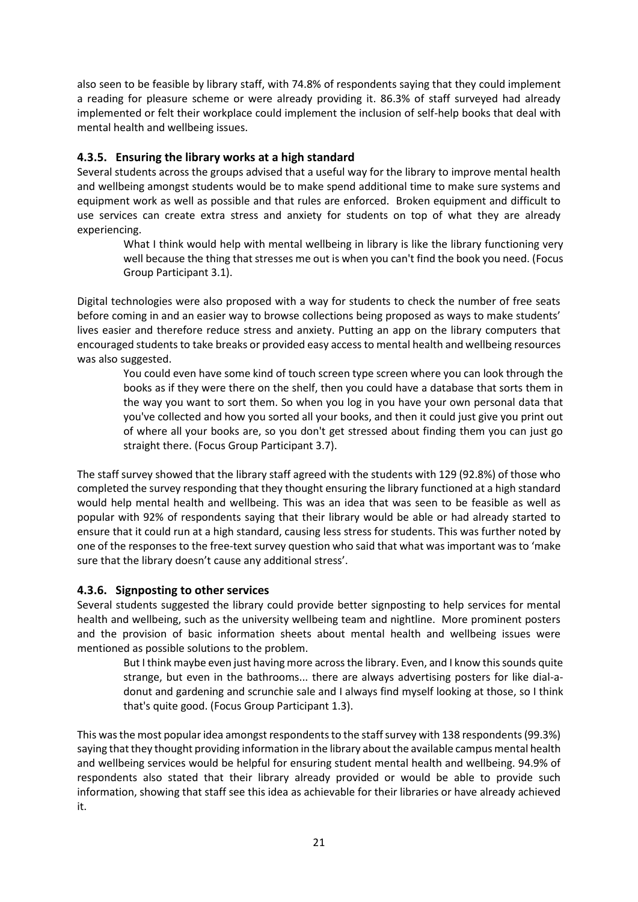also seen to be feasible by library staff, with 74.8% of respondents saying that they could implement a reading for pleasure scheme or were already providing it. 86.3% of staff surveyed had already implemented or felt their workplace could implement the inclusion of self-help books that deal with mental health and wellbeing issues.

### 4.3.5. Ensuring the library works at a high standard

Several students across the groups advised that a useful way for the library to improve mental health and wellbeing amongst students would be to make spend additional time to make sure systems and equipment work as well as possible and that rules are enforced. Broken equipment and difficult to use services can create extra stress and anxiety for students on top of what they are already experiencing.

> What I think would help with mental wellbeing in library is like the library functioning very well because the thing that stresses me out is when you can't find the book you need. (Focus Group Participant 3.1).

Digital technologies were also proposed with a way for students to check the number of free seats before coming in and an easier way to browse collections being proposed as ways to make students' lives easier and therefore reduce stress and anxiety. Putting an app on the library computers that encouraged students to take breaks or provided easy access to mental health and wellbeing resources was also suggested.

> You could even have some kind of touch screen type screen where you can look through the books as if they were there on the shelf, then you could have a database that sorts them in the way you want to sort them. So when you log in you have your own personal data that you've collected and how you sorted all your books, and then it could just give you print out of where all your books are, so you don't get stressed about finding them you can just go straight there. (Focus Group Participant 3.7).

The staff survey showed that the library staff agreed with the students with 129 (92.8%) of those who completed the survey responding that they thought ensuring the library functioned at a high standard would help mental health and wellbeing. This was an idea that was seen to be feasible as well as popular with 92% of respondents saying that their library would be able or had already started to ensure that it could run at a high standard, causing less stress for students. This was further noted by one of the responses to the free-text survey question who said that what was important was to 'make sure that the library doesn't cause any additional stress'.

### 4.3.6. Signposting to other services

Several students suggested the library could provide better signposting to help services for mental health and wellbeing, such as the university wellbeing team and nightline. More prominent posters and the provision of basic information sheets about mental health and wellbeing issues were mentioned as possible solutions to the problem.

> But I think maybe even just having more across the library. Even, and I know this sounds quite strange, but even in the bathrooms... there are always advertising posters for like dial-a-donut and gardening and scrunchie sale and I always find myself looking at those, so I think that's quite good. (Focus Group Participant 1.3).

This was the most popular idea amongst respondents to the staff survey with 138 respondents (99.3%) saying that they thought providing information in the library about the available campus mental health and wellbeing services would be helpful for ensuring student mental health and wellbeing. 94.9% of respondents also stated that their library already provided or would be able to provide such information, showing that staff see this idea as achievable for their libraries or have already achieved it.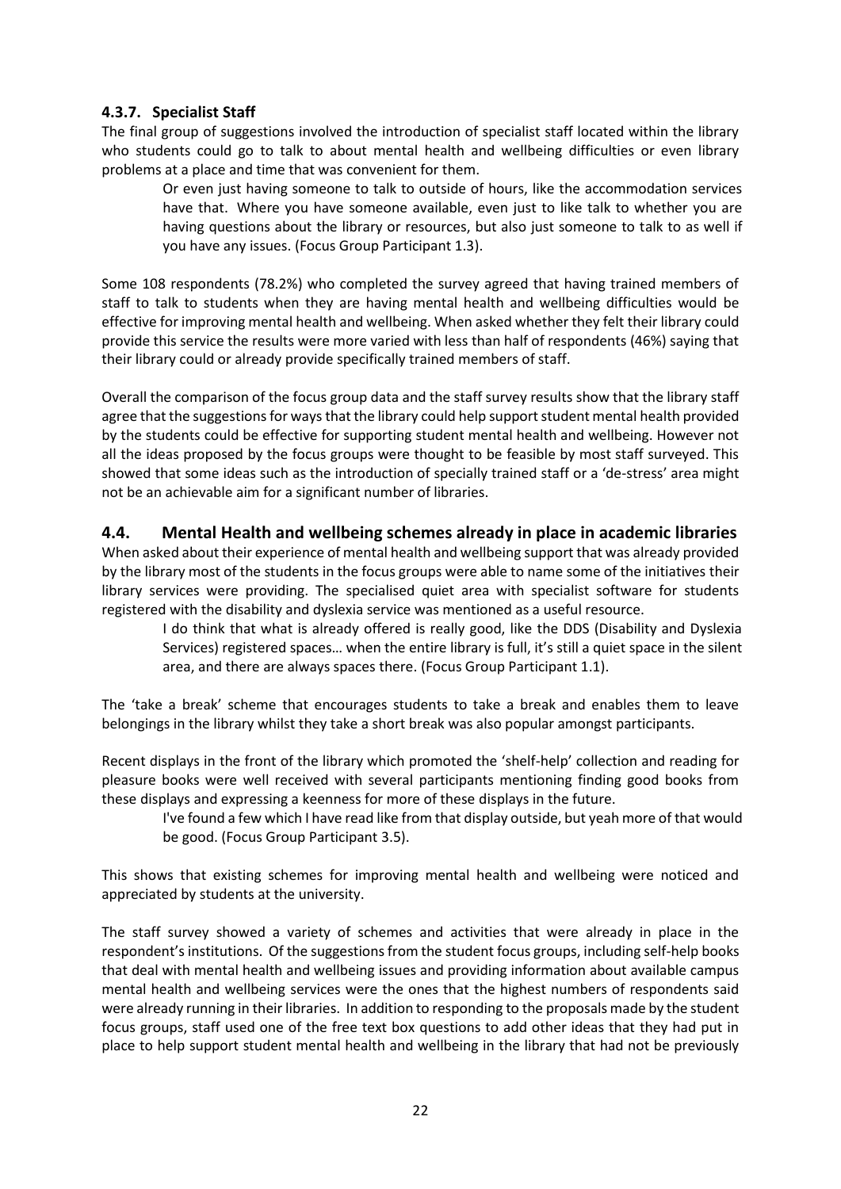#### 4.3.7. Specialist Staff

The final group of suggestions involved the introduction of specialist staff located within the library who students could go to talk to about mental health and wellbeing difficulties or even library problems at a place and time that was convenient for them.

> Or even just having someone to talk to outside of hours, like the accommodation services have that. Where you have someone available, even just to like talk to whether you are having questions about the library or resources, but also just someone to talk to as well if you have any issues. (Focus Group Participant 1.3).

Some 108 respondents (78.2%) who completed the survey agreed that having trained members of staff to talk to students when they are having mental health and wellbeing difficulties would be effective for improving mental health and wellbeing. When asked whether they felt their library could provide this service the results were more varied with less than half of respondents (46%) saying that their library could or already provide specifically trained members of staff.

Overall the comparison of the focus group data and the staff survey results show that the library staff agree that the suggestions for ways that the library could help support student mental health provided by the students could be effective for supporting student mental health and wellbeing. However not all the ideas proposed by the focus groups were thought to be feasible by most staff surveyed. This showed that some ideas such as the introduction of specially trained staff or a 'de-stress' area might not be an achievable aim for a significant number of libraries.

### 4.4. Mental Health and wellbeing schemes already in place in academic libraries

When asked about their experience of mental health and wellbeing support that was already provided by the library most of the students in the focus groups were able to name some of the initiatives their library services were providing. The specialised quiet area with specialist software for students registered with the disability and dyslexia service was mentioned as a useful resource.

> I do think that what is already offered is really good, like the DDS (Disability and Dyslexia Services) registered spaces… when the entire library is full, it's still a quiet space in the silent area, and there are always spaces there. (Focus Group Participant 1.1).

The 'take a break' scheme that encourages students to take a break and enables them to leave belongings in the library whilst they take a short break was also popular amongst participants.

Recent displays in the front of the library which promoted the 'shelf-help' collection and reading for pleasure books were well received with several participants mentioning finding good books from these displays and expressing a keenness for more of these displays in the future.

> I've found a few which I have read like from that display outside, but yeah more of that would be good. (Focus Group Participant 3.5).

This shows that existing schemes for improving mental health and wellbeing were noticed and appreciated by students at the university.

The staff survey showed a variety of schemes and activities that were already in place in the respondent's institutions. Of the suggestions from the student focus groups, including self-help books that deal with mental health and wellbeing issues and providing information about available campus mental health and wellbeing services were the ones that the highest numbers of respondents said were already running in their libraries. In addition to responding to the proposals made by the student focus groups, staff used one of the free text box questions to add other ideas that they had put in place to help support student mental health and wellbeing in the library that had not be previously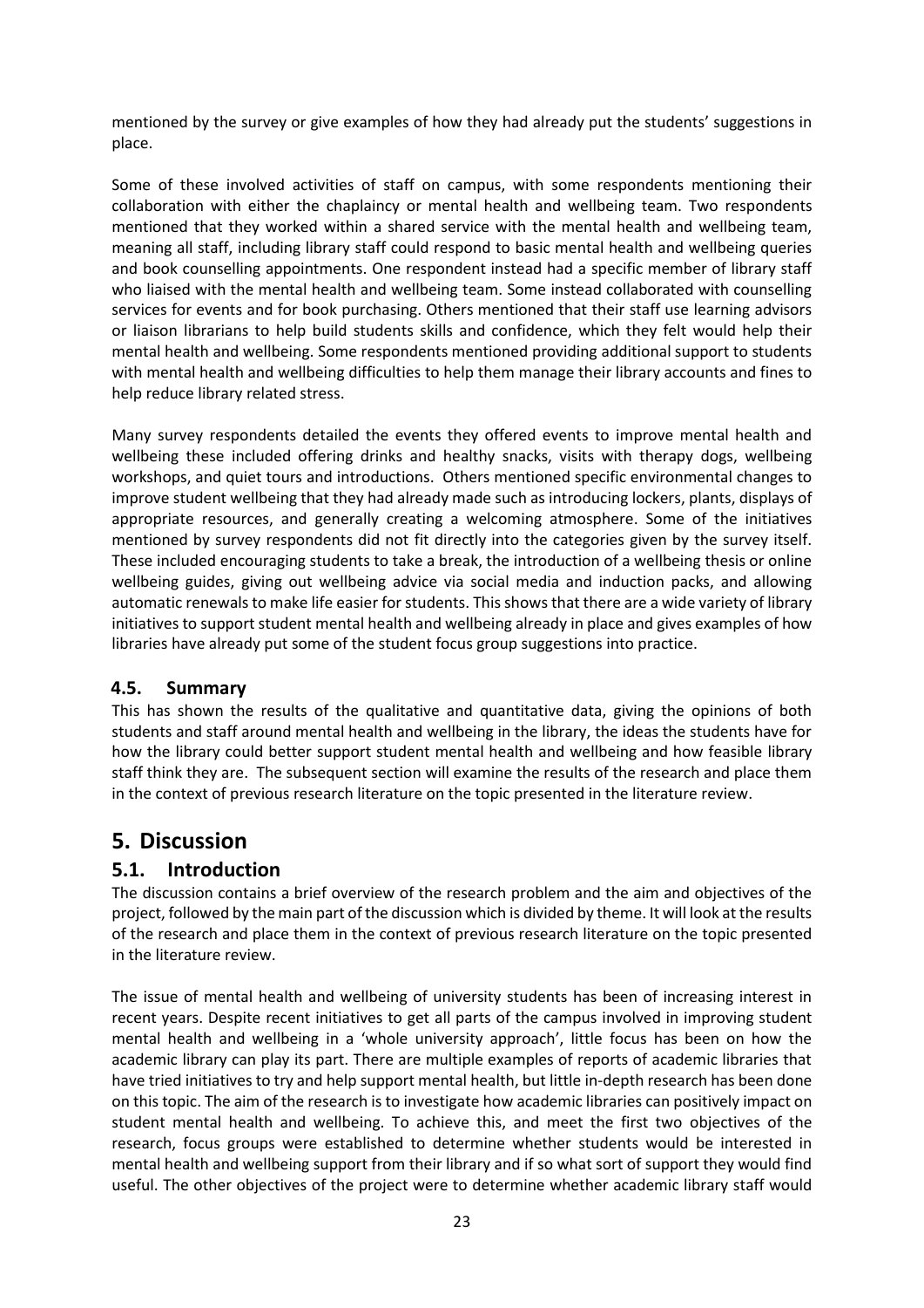mentioned by the survey or give examples of how they had already put the students' suggestions in place.

Some of these involved activities of staff on campus, with some respondents mentioning their collaboration with either the chaplaincy or mental health and wellbeing team. Two respondents mentioned that they worked within a shared service with the mental health and wellbeing team, meaning all staff, including library staff could respond to basic mental health and wellbeing queries and book counselling appointments. One respondent instead had a specific member of library staff who liaised with the mental health and wellbeing team. Some instead collaborated with counselling services for events and for book purchasing. Others mentioned that their staff use learning advisors or liaison librarians to help build students skills and confidence, which they felt would help their mental health and wellbeing. Some respondents mentioned providing additional support to students with mental health and wellbeing difficulties to help them manage their library accounts and fines to help reduce library related stress.

Many survey respondents detailed the events they offered events to improve mental health and wellbeing these included offering drinks and healthy snacks, visits with therapy dogs, wellbeing workshops, and quiet tours and introductions. Others mentioned specific environmental changes to improve student wellbeing that they had already made such as introducing lockers, plants, displays of appropriate resources, and generally creating a welcoming atmosphere. Some of the initiatives mentioned by survey respondents did not fit directly into the categories given by the survey itself. These included encouraging students to take a break, the introduction of a wellbeing thesis or online wellbeing guides, giving out wellbeing advice via social media and induction packs, and allowing automatic renewals to make life easier for students. This shows that there are a wide variety of library initiatives to support student mental health and wellbeing already in place and gives examples of how libraries have already put some of the student focus group suggestions into practice.

### 4.5. Summary

This has shown the results of the qualitative and quantitative data, giving the opinions of both students and staff around mental health and wellbeing in the library, the ideas the students have for how the library could better support student mental health and wellbeing and how feasible library staff think they are. The subsequent section will examine the results of the research and place them in the context of previous research literature on the topic presented in the literature review.

# 5. Discussion

## 5.1. Introduction

The discussion contains a brief overview of the research problem and the aim and objectives of the project, followed by the main part of the discussion which is divided by theme. It will look at the results of the research and place them in the context of previous research literature on the topic presented in the literature review.

The issue of mental health and wellbeing of university students has been of increasing interest in recent years. Despite recent initiatives to get all parts of the campus involved in improving student mental health and wellbeing in a 'whole university approach', little focus has been on how the academic library can play its part. There are multiple examples of reports of academic libraries that have tried initiatives to try and help support mental health, but little in-depth research has been done on this topic. The aim of the research is to investigate how academic libraries can positively impact on student mental health and wellbeing. To achieve this, and meet the first two objectives of the research, focus groups were established to determine whether students would be interested in mental health and wellbeing support from their library and if so what sort of support they would find useful. The other objectives of the project were to determine whether academic library staff would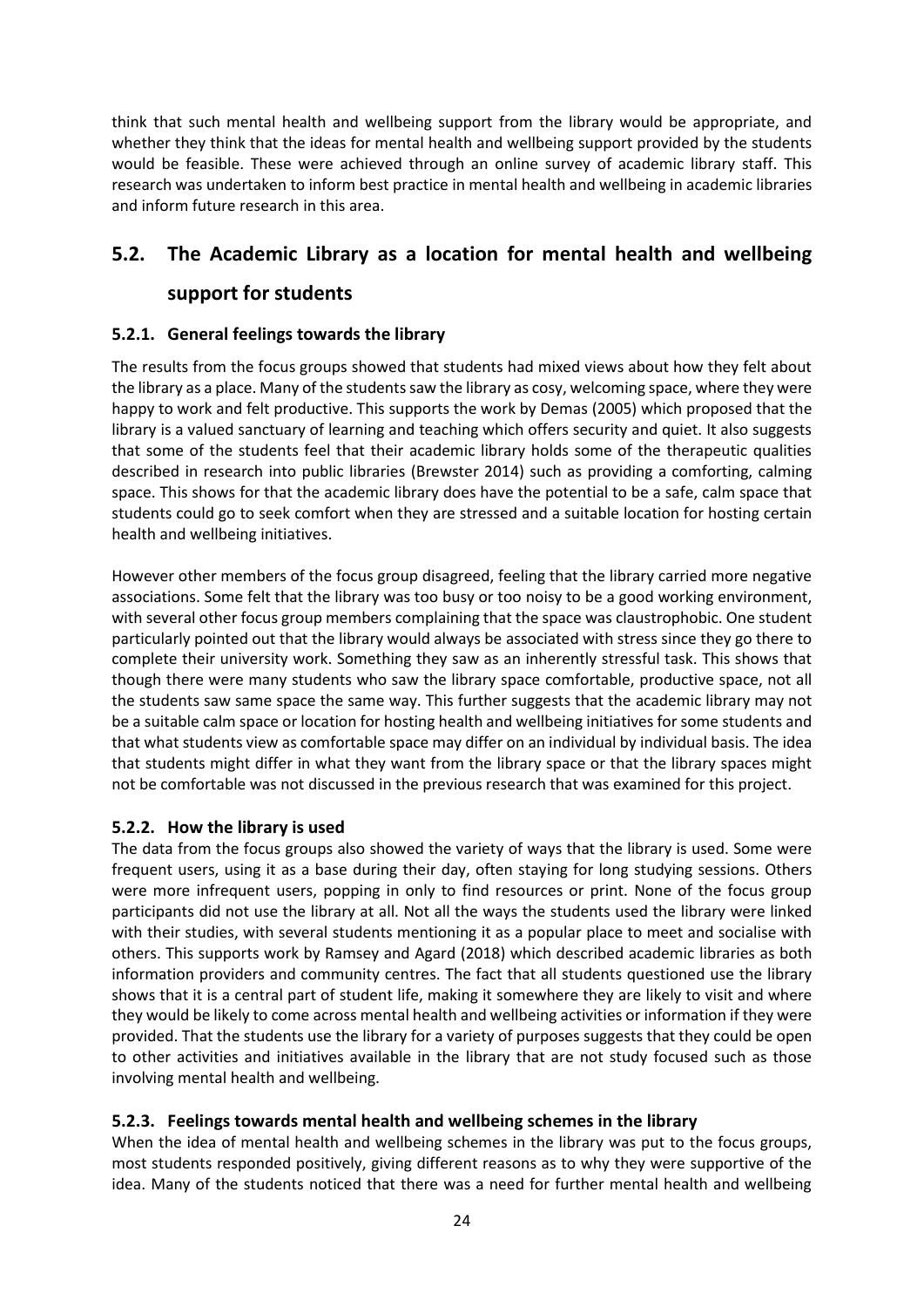think that such mental health and wellbeing support from the library would be appropriate, and whether they think that the ideas for mental health and wellbeing support provided by the students would be feasible. These were achieved through an online survey of academic library staff. This research was undertaken to inform best practice in mental health and wellbeing in academic libraries and inform future research in this area.

## 5.2. The Academic Library as a location for mental health and wellbeing support for students

### 5.2.1. General feelings towards the library

The results from the focus groups showed that students had mixed views about how they felt about the library as a place. Many of the students saw the library as cosy, welcoming space, where they were happy to work and felt productive. This supports the work by Demas (2005) which proposed that the library is a valued sanctuary of learning and teaching which offers security and quiet. It also suggests that some of the students feel that their academic library holds some of the therapeutic qualities described in research into public libraries (Brewster 2014) such as providing a comforting, calming space. This shows for that the academic library does have the potential to be a safe, calm space that students could go to seek comfort when they are stressed and a suitable location for hosting certain health and wellbeing initiatives.

However other members of the focus group disagreed, feeling that the library carried more negative associations. Some felt that the library was too busy or too noisy to be a good working environment, with several other focus group members complaining that the space was claustrophobic. One student particularly pointed out that the library would always be associated with stress since they go there to complete their university work. Something they saw as an inherently stressful task. This shows that though there were many students who saw the library space comfortable, productive space, not all the students saw same space the same way. This further suggests that the academic library may not be a suitable calm space or location for hosting health and wellbeing initiatives for some students and that what students view as comfortable space may differ on an individual by individual basis. The idea that students might differ in what they want from the library space or that the library spaces might not be comfortable was not discussed in the previous research that was examined for this project.

### 5.2.2. How the library is used

The data from the focus groups also showed the variety of ways that the library is used. Some were frequent users, using it as a base during their day, often staying for long studying sessions. Others were more infrequent users, popping in only to find resources or print. None of the focus group participants did not use the library at all. Not all the ways the students used the library were linked with their studies, with several students mentioning it as a popular place to meet and socialise with others. This supports work by Ramsey and Agard (2018) which described academic libraries as both information providers and community centres. The fact that all students questioned use the library shows that it is a central part of student life, making it somewhere they are likely to visit and where they would be likely to come across mental health and wellbeing activities or information if they were provided. That the students use the library for a variety of purposes suggests that they could be open to other activities and initiatives available in the library that are not study focused such as those involving mental health and wellbeing.

### 5.2.3. Feelings towards mental health and wellbeing schemes in the library

When the idea of mental health and wellbeing schemes in the library was put to the focus groups, most students responded positively, giving different reasons as to why they were supportive of the idea. Many of the students noticed that there was a need for further mental health and wellbeing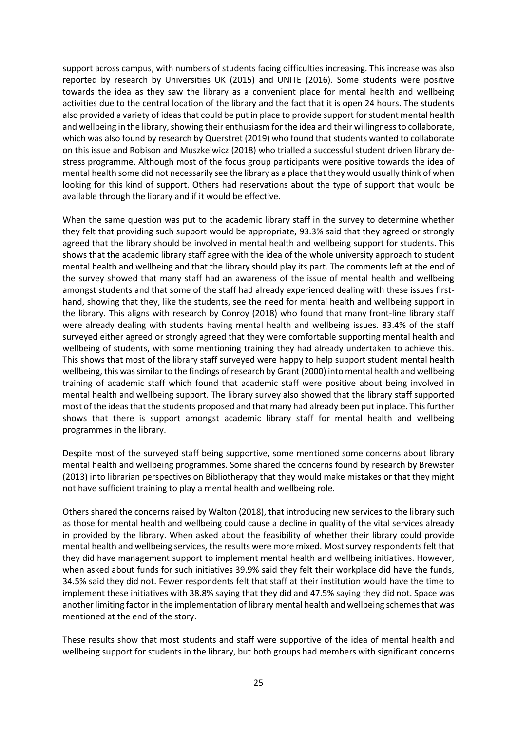support across campus, with numbers of students facing difficulties increasing. This increase was also reported by research by Universities UK (2015) and UNITE (2016). Some students were positive towards the idea as they saw the library as a convenient place for mental health and wellbeing activities due to the central location of the library and the fact that it is open 24 hours. The students also provided a variety of ideas that could be put in place to provide support for student mental health and wellbeing in the library, showing their enthusiasm for the idea and their willingness to collaborate, which was also found by research by Querstret (2019) who found that students wanted to collaborate on this issue and Robison and Muszkeiwicz (2018) who trialled a successful student driven library de-stress programme. Although most of the focus group participants were positive towards the idea of mental health some did not necessarily see the library as a place that they would usually think of when looking for this kind of support. Others had reservations about the type of support that would be available through the library and if it would be effective.

When the same question was put to the academic library staff in the survey to determine whether they felt that providing such support would be appropriate, 93.3% said that they agreed or strongly agreed that the library should be involved in mental health and wellbeing support for students. This shows that the academic library staff agree with the idea of the whole university approach to student mental health and wellbeing and that the library should play its part. The comments left at the end of the survey showed that many staff had an awareness of the issue of mental health and wellbeing amongst students and that some of the staff had already experienced dealing with these issues first-hand, showing that they, like the students, see the need for mental health and wellbeing support in the library. This aligns with research by Conroy (2018) who found that many front-line library staff were already dealing with students having mental health and wellbeing issues. 83.4% of the staff surveyed either agreed or strongly agreed that they were comfortable supporting mental health and wellbeing of students, with some mentioning training they had already undertaken to achieve this. This shows that most of the library staff surveyed were happy to help support student mental health wellbeing, this was similar to the findings of research by Grant (2000) into mental health and wellbeing training of academic staff which found that academic staff were positive about being involved in mental health and wellbeing support. The library survey also showed that the library staff supported most of the ideas that the students proposed and that many had already been put in place. This further shows that there is support amongst academic library staff for mental health and wellbeing programmes in the library.

Despite most of the surveyed staff being supportive, some mentioned some concerns about library mental health and wellbeing programmes. Some shared the concerns found by research by Brewster (2013) into librarian perspectives on Bibliotherapy that they would make mistakes or that they might not have sufficient training to play a mental health and wellbeing role.

Others shared the concerns raised by Walton (2018), that introducing new services to the library such as those for mental health and wellbeing could cause a decline in quality of the vital services already in provided by the library. When asked about the feasibility of whether their library could provide mental health and wellbeing services, the results were more mixed. Most survey respondents felt that they did have management support to implement mental health and wellbeing initiatives. However, when asked about funds for such initiatives 39.9% said they felt their workplace did have the funds, 34.5% said they did not. Fewer respondents felt that staff at their institution would have the time to implement these initiatives with 38.8% saying that they did and 47.5% saying they did not. Space was another limiting factor in the implementation of library mental health and wellbeing schemes that was mentioned at the end of the story.

These results show that most students and staff were supportive of the idea of mental health and wellbeing support for students in the library, but both groups had members with significant concerns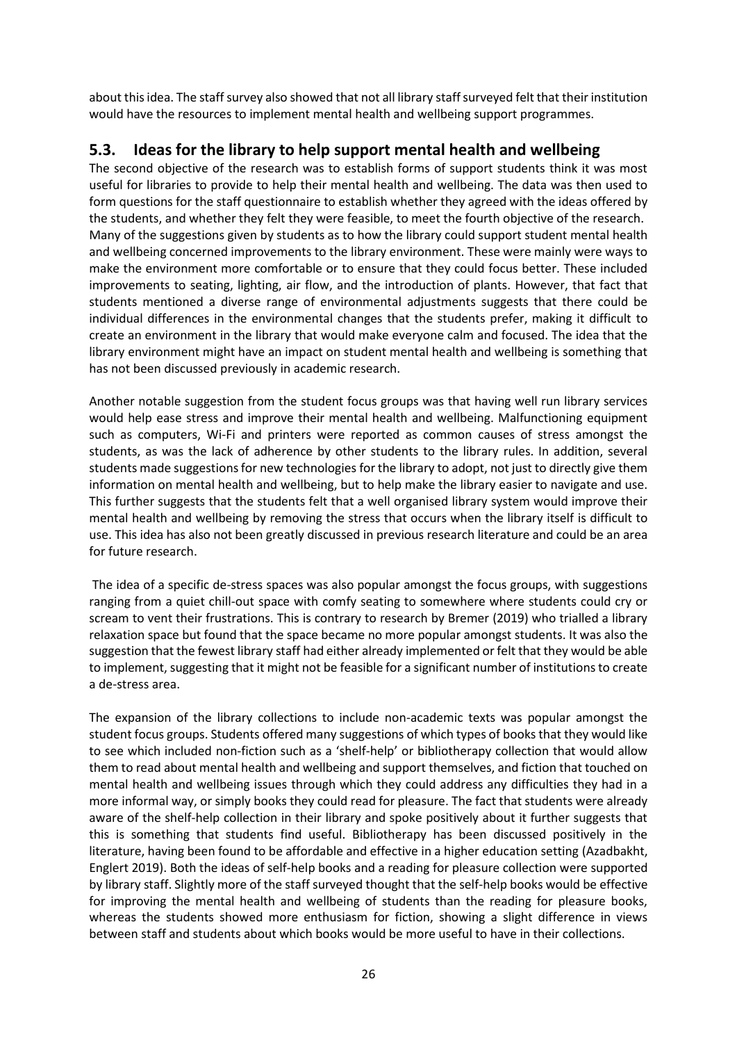about this idea. The staff survey also showed that not all library staff surveyed felt that their institution would have the resources to implement mental health and wellbeing support programmes.

## 5.3. Ideas for the library to help support mental health and wellbeing

The second objective of the research was to establish forms of support students think it was most useful for libraries to provide to help their mental health and wellbeing. The data was then used to form questions for the staff questionnaire to establish whether they agreed with the ideas offered by the students, and whether they felt they were feasible, to meet the fourth objective of the research. Many of the suggestions given by students as to how the library could support student mental health and wellbeing concerned improvements to the library environment. These were mainly were ways to make the environment more comfortable or to ensure that they could focus better. These included improvements to seating, lighting, air flow, and the introduction of plants. However, that fact that students mentioned a diverse range of environmental adjustments suggests that there could be individual differences in the environmental changes that the students prefer, making it difficult to create an environment in the library that would make everyone calm and focused. The idea that the library environment might have an impact on student mental health and wellbeing is something that has not been discussed previously in academic research.

Another notable suggestion from the student focus groups was that having well run library services would help ease stress and improve their mental health and wellbeing. Malfunctioning equipment such as computers, Wi-Fi and printers were reported as common causes of stress amongst the students, as was the lack of adherence by other students to the library rules. In addition, several students made suggestions for new technologies for the library to adopt, not just to directly give them information on mental health and wellbeing, but to help make the library easier to navigate and use. This further suggests that the students felt that a well organised library system would improve their mental health and wellbeing by removing the stress that occurs when the library itself is difficult to use. This idea has also not been greatly discussed in previous research literature and could be an area for future research.

The idea of a specific de-stress spaces was also popular amongst the focus groups, with suggestions ranging from a quiet chill-out space with comfy seating to somewhere where students could cry or scream to vent their frustrations. This is contrary to research by Bremer (2019) who trialled a library relaxation space but found that the space became no more popular amongst students. It was also the suggestion that the fewest library staff had either already implemented or felt that they would be able to implement, suggesting that it might not be feasible for a significant number of institutions to create a de-stress area.

The expansion of the library collections to include non-academic texts was popular amongst the student focus groups. Students offered many suggestions of which types of books that they would like to see which included non-fiction such as a 'shelf-help' or bibliotherapy collection that would allow them to read about mental health and wellbeing and support themselves, and fiction that touched on mental health and wellbeing issues through which they could address any difficulties they had in a more informal way, or simply books they could read for pleasure. The fact that students were already aware of the shelf-help collection in their library and spoke positively about it further suggests that this is something that students find useful. Bibliotherapy has been discussed positively in the literature, having been found to be affordable and effective in a higher education setting (Azadbakht, Englert 2019). Both the ideas of self-help books and a reading for pleasure collection were supported by library staff. Slightly more of the staff surveyed thought that the self-help books would be effective for improving the mental health and wellbeing of students than the reading for pleasure books, whereas the students showed more enthusiasm for fiction, showing a slight difference in views between staff and students about which books would be more useful to have in their collections.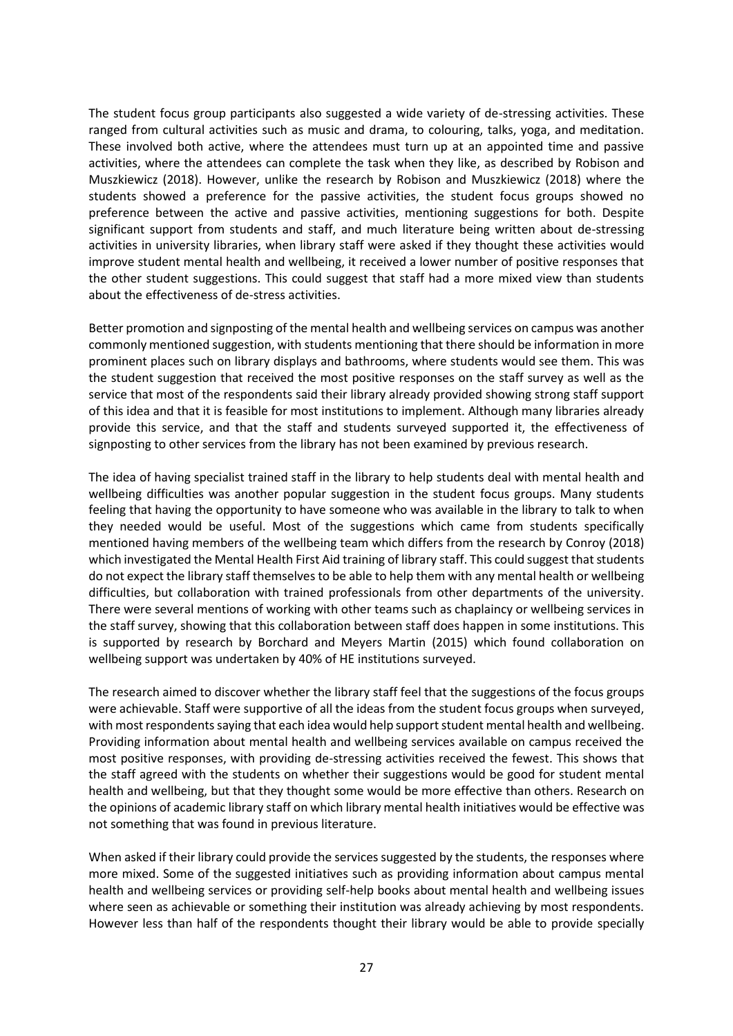The student focus group participants also suggested a wide variety of de-stressing activities. These ranged from cultural activities such as music and drama, to colouring, talks, yoga, and meditation. These involved both active, where the attendees must turn up at an appointed time and passive activities, where the attendees can complete the task when they like, as described by Robison and Muszkiewicz (2018). However, unlike the research by Robison and Muszkiewicz (2018) where the students showed a preference for the passive activities, the student focus groups showed no preference between the active and passive activities, mentioning suggestions for both. Despite significant support from students and staff, and much literature being written about de-stressing activities in university libraries, when library staff were asked if they thought these activities would improve student mental health and wellbeing, it received a lower number of positive responses that the other student suggestions. This could suggest that staff had a more mixed view than students about the effectiveness of de-stress activities.

Better promotion and signposting of the mental health and wellbeing services on campus was another commonly mentioned suggestion, with students mentioning that there should be information in more prominent places such on library displays and bathrooms, where students would see them. This was the student suggestion that received the most positive responses on the staff survey as well as the service that most of the respondents said their library already provided showing strong staff support of this idea and that it is feasible for most institutions to implement. Although many libraries already provide this service, and that the staff and students surveyed supported it, the effectiveness of signposting to other services from the library has not been examined by previous research.

The idea of having specialist trained staff in the library to help students deal with mental health and wellbeing difficulties was another popular suggestion in the student focus groups. Many students feeling that having the opportunity to have someone who was available in the library to talk to when they needed would be useful. Most of the suggestions which came from students specifically mentioned having members of the wellbeing team which differs from the research by Conroy (2018) which investigated the Mental Health First Aid training of library staff. This could suggest that students do not expect the library staff themselves to be able to help them with any mental health or wellbeing difficulties, but collaboration with trained professionals from other departments of the university. There were several mentions of working with other teams such as chaplaincy or wellbeing services in the staff survey, showing that this collaboration between staff does happen in some institutions. This is supported by research by Borchard and Meyers Martin (2015) which found collaboration on wellbeing support was undertaken by 40% of HE institutions surveyed.

The research aimed to discover whether the library staff feel that the suggestions of the focus groups were achievable. Staff were supportive of all the ideas from the student focus groups when surveyed, with most respondents saying that each idea would help support student mental health and wellbeing. Providing information about mental health and wellbeing services available on campus received the most positive responses, with providing de-stressing activities received the fewest. This shows that the staff agreed with the students on whether their suggestions would be good for student mental health and wellbeing, but that they thought some would be more effective than others. Research on the opinions of academic library staff on which library mental health initiatives would be effective was not something that was found in previous literature.

When asked if their library could provide the services suggested by the students, the responses where more mixed. Some of the suggested initiatives such as providing information about campus mental health and wellbeing services or providing self-help books about mental health and wellbeing issues where seen as achievable or something their institution was already achieving by most respondents. However less than half of the respondents thought their library would be able to provide specially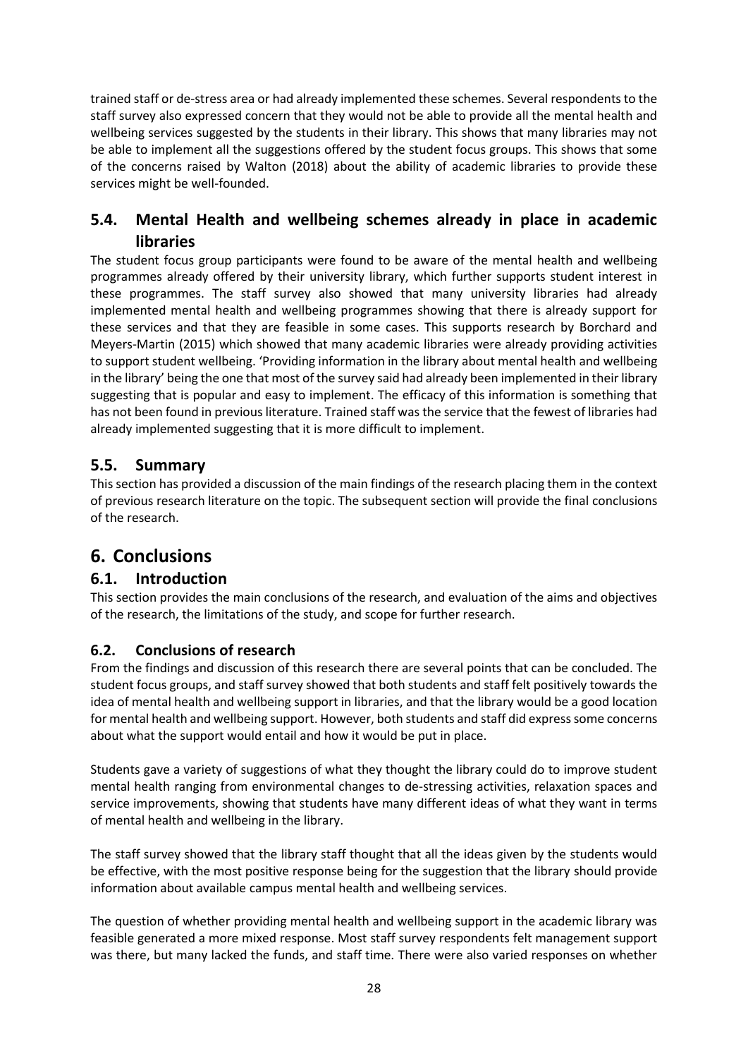trained staff or de-stress area or had already implemented these schemes. Several respondents to the staff survey also expressed concern that they would not be able to provide all the mental health and wellbeing services suggested by the students in their library. This shows that many libraries may not be able to implement all the suggestions offered by the student focus groups. This shows that some of the concerns raised by Walton (2018) about the ability of academic libraries to provide these services might be well-founded.

## 5.4. Mental Health and wellbeing schemes already in place in academic libraries

The student focus group participants were found to be aware of the mental health and wellbeing programmes already offered by their university library, which further supports student interest in these programmes. The staff survey also showed that many university libraries had already implemented mental health and wellbeing programmes showing that there is already support for these services and that they are feasible in some cases. This supports research by Borchard and Meyers-Martin (2015) which showed that many academic libraries were already providing activities to support student wellbeing. 'Providing information in the library about mental health and wellbeing in the library' being the one that most of the survey said had already been implemented in their library suggesting that is popular and easy to implement. The efficacy of this information is something that has not been found in previous literature. Trained staff was the service that the fewest of libraries had already implemented suggesting that it is more difficult to implement.

## 5.5. Summary

This section has provided a discussion of the main findings of the research placing them in the context of previous research literature on the topic. The subsequent section will provide the final conclusions of the research.

# 6. Conclusions

## 6.1. Introduction

This section provides the main conclusions of the research, and evaluation of the aims and objectives of the research, the limitations of the study, and scope for further research.

### 6.2. Conclusions of research

From the findings and discussion of this research there are several points that can be concluded. The student focus groups, and staff survey showed that both students and staff felt positively towards the idea of mental health and wellbeing support in libraries, and that the library would be a good location for mental health and wellbeing support. However, both students and staff did express some concerns about what the support would entail and how it would be put in place.

Students gave a variety of suggestions of what they thought the library could do to improve student mental health ranging from environmental changes to de-stressing activities, relaxation spaces and service improvements, showing that students have many different ideas of what they want in terms of mental health and wellbeing in the library.

The staff survey showed that the library staff thought that all the ideas given by the students would be effective, with the most positive response being for the suggestion that the library should provide information about available campus mental health and wellbeing services.

The question of whether providing mental health and wellbeing support in the academic library was feasible generated a more mixed response. Most staff survey respondents felt management support was there, but many lacked the funds, and staff time. There were also varied responses on whether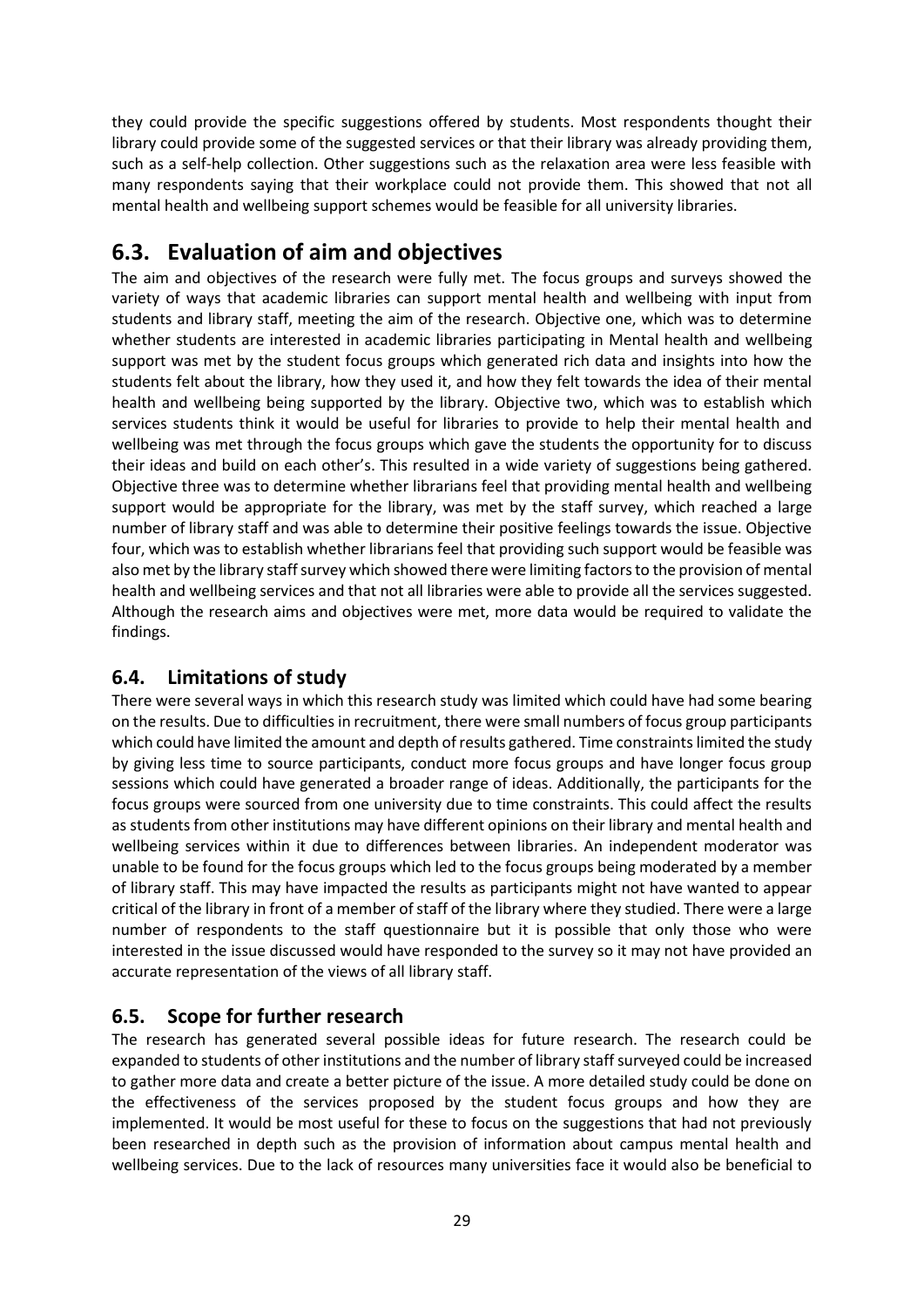they could provide the specific suggestions offered by students. Most respondents thought their library could provide some of the suggested services or that their library was already providing them, such as a self-help collection. Other suggestions such as the relaxation area were less feasible with many respondents saying that their workplace could not provide them. This showed that not all mental health and wellbeing support schemes would be feasible for all university libraries.

## 6.3. Evaluation of aim and objectives

The aim and objectives of the research were fully met. The focus groups and surveys showed the variety of ways that academic libraries can support mental health and wellbeing with input from students and library staff, meeting the aim of the research. Objective one, which was to determine whether students are interested in academic libraries participating in Mental health and wellbeing support was met by the student focus groups which generated rich data and insights into how the students felt about the library, how they used it, and how they felt towards the idea of their mental health and wellbeing being supported by the library. Objective two, which was to establish which services students think it would be useful for libraries to provide to help their mental health and wellbeing was met through the focus groups which gave the students the opportunity for to discuss their ideas and build on each other's. This resulted in a wide variety of suggestions being gathered. Objective three was to determine whether librarians feel that providing mental health and wellbeing support would be appropriate for the library, was met by the staff survey, which reached a large number of library staff and was able to determine their positive feelings towards the issue. Objective four, which was to establish whether librarians feel that providing such support would be feasible was also met by the library staff survey which showed there were limiting factors to the provision of mental health and wellbeing services and that not all libraries were able to provide all the services suggested. Although the research aims and objectives were met, more data would be required to validate the findings.

### 6.4. Limitations of study

There were several ways in which this research study was limited which could have had some bearing on the results. Due to difficulties in recruitment, there were small numbers of focus group participants which could have limited the amount and depth of results gathered. Time constraints limited the study by giving less time to source participants, conduct more focus groups and have longer focus group sessions which could have generated a broader range of ideas. Additionally, the participants for the focus groups were sourced from one university due to time constraints. This could affect the results as students from other institutions may have different opinions on their library and mental health and wellbeing services within it due to differences between libraries. An independent moderator was unable to be found for the focus groups which led to the focus groups being moderated by a member of library staff. This may have impacted the results as participants might not have wanted to appear critical of the library in front of a member of staff of the library where they studied. There were a large number of respondents to the staff questionnaire but it is possible that only those who were interested in the issue discussed would have responded to the survey so it may not have provided an accurate representation of the views of all library staff.

### 6.5. Scope for further research

The research has generated several possible ideas for future research. The research could be expanded to students of other institutions and the number of library staff surveyed could be increased to gather more data and create a better picture of the issue. A more detailed study could be done on the effectiveness of the services proposed by the student focus groups and how they are implemented. It would be most useful for these to focus on the suggestions that had not previously been researched in depth such as the provision of information about campus mental health and wellbeing services. Due to the lack of resources many universities face it would also be beneficial to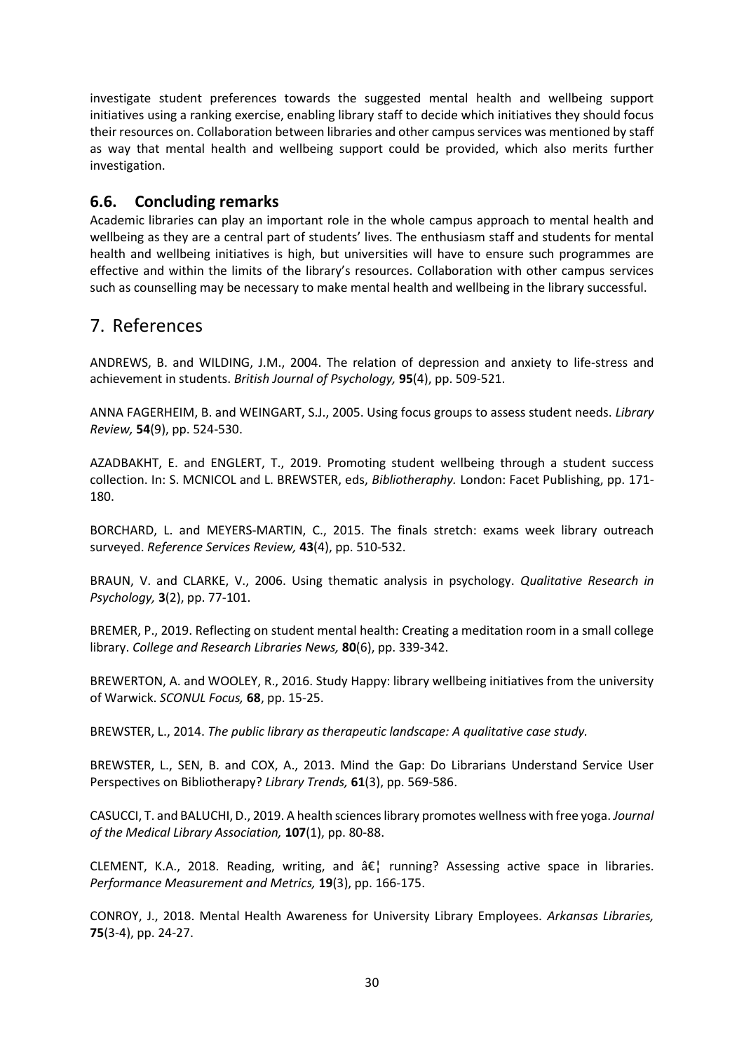investigate student preferences towards the suggested mental health and wellbeing support initiatives using a ranking exercise, enabling library staff to decide which initiatives they should focus their resources on. Collaboration between libraries and other campus services was mentioned by staff as way that mental health and wellbeing support could be provided, which also merits further investigation.

### 6.6. Concluding remarks

Academic libraries can play an important role in the whole campus approach to mental health and wellbeing as they are a central part of students' lives. The enthusiasm staff and students for mental health and wellbeing initiatives is high, but universities will have to ensure such programmes are effective and within the limits of the library's resources. Collaboration with other campus services such as counselling may be necessary to make mental health and wellbeing in the library successful.

## 7. References

ANDREWS, B. and WILDING, J.M., 2004. The relation of depression and anxiety to life-stress and achievement in students. *British Journal of Psychology,* **95**(4), pp. 509-521.

ANNA FAGERHEIM, B. and WEINGART, S.J., 2005. Using focus groups to assess student needs. *Library Review,* **54**(9), pp. 524-530.

AZADBAKHT, E. and ENGLERT, T., 2019. Promoting student wellbeing through a student success collection. In: S. MCNICOL and L. BREWSTER, eds, *Bibliotheraphy.* London: Facet Publishing, pp. 171-180.

BORCHARD, L. and MEYERS-MARTIN, C., 2015. The finals stretch: exams week library outreach surveyed. *Reference Services Review,* **43**(4), pp. 510-532.

BRAUN, V. and CLARKE, V., 2006. Using thematic analysis in psychology. *Qualitative Research in Psychology,* **3**(2), pp. 77-101.

BREMER, P., 2019. Reflecting on student mental health: Creating a meditation room in a small college library. *College and Research Libraries News,* **80**(6), pp. 339-342.

BREWERTON, A. and WOOLEY, R., 2016. Study Happy: library wellbeing initiatives from the university of Warwick. *SCONUL Focus,* **68**, pp. 15-25.

BREWSTER, L., 2014. *The public library as therapeutic landscape: A qualitative case study.*

BREWSTER, L., SEN, B. and COX, A., 2013. Mind the Gap: Do Librarians Understand Service User Perspectives on Bibliotherapy? *Library Trends,* **61**(3), pp. 569-586.

CASUCCI, T. and BALUCHI, D., 2019. A health sciences library promotes wellness with free yoga. *Journal of the Medical Library Association,* **107**(1), pp. 80-88.

CLEMENT, K.A., 2018. Reading, writing, and â€¦ running? Assessing active space in libraries. *Performance Measurement and Metrics,* **19**(3), pp. 166-175.

CONROY, J., 2018. Mental Health Awareness for University Library Employees. *Arkansas Libraries,* **75**(3-4), pp. 24-27.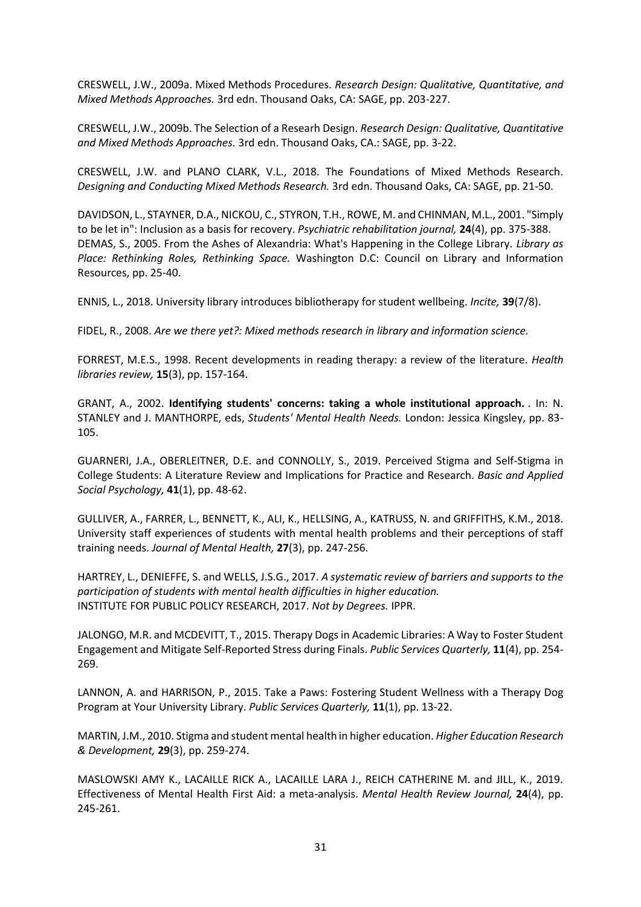CRESWELL, J.W., 2009a. Mixed Methods Procedures. *Research Design: Qualitative, Quantitative, and Mixed Methods Approaches.* 3rd edn. Thousand Oaks, CA: SAGE, pp. 203-227.

CRESWELL, J.W., 2009b. The Selection of a Researh Design. *Research Design: Qualitative, Quantitative and Mixed Methods Approaches.* 3rd edn. Thousand Oaks, CA.: SAGE, pp. 3-22.

CRESWELL, J.W. and PLANO CLARK, V.L., 2018. The Foundations of Mixed Methods Research. *Designing and Conducting Mixed Methods Research.* 3rd edn. Thousand Oaks, CA: SAGE, pp. 21-50.

DAVIDSON, L., STAYNER, D.A., NICKOU, C., STYRON, T.H., ROWE, M. and CHINMAN, M.L., 2001. "Simply to be let in": Inclusion as a basis for recovery. *Psychiatric rehabilitation journal,* **24**(4), pp. 375-388.
DEMAS, S., 2005. From the Ashes of Alexandria: What's Happening in the College Library. *Library as Place: Rethinking Roles, Rethinking Space.* Washington D.C: Council on Library and Information Resources, pp. 25-40.

ENNIS, L., 2018. University library introduces bibliotherapy for student wellbeing. *Incite,* **39**(7/8).

FIDEL, R., 2008. *Are we there yet?: Mixed methods research in library and information science.*

FORREST, M.E.S., 1998. Recent developments in reading therapy: a review of the literature. *Health libraries review,* **15**(3), pp. 157-164.

GRANT, A., 2002. **Identifying students' concerns: taking a whole institutional approach.** . In: N. STANLEY and J. MANTHORPE, eds, *Students' Mental Health Needs.* London: Jessica Kingsley, pp. 83-105.

GUARNERI, J.A., OBERLEITNER, D.E. and CONNOLLY, S., 2019. Perceived Stigma and Self-Stigma in College Students: A Literature Review and Implications for Practice and Research. *Basic and Applied Social Psychology,* **41**(1), pp. 48-62.

GULLIVER, A., FARRER, L., BENNETT, K., ALI, K., HELLSING, A., KATRUSS, N. and GRIFFITHS, K.M., 2018. University staff experiences of students with mental health problems and their perceptions of staff training needs. *Journal of Mental Health,* **27**(3), pp. 247-256.

HARTREY, L., DENIEFFE, S. and WELLS, J.S.G., 2017. *A systematic review of barriers and supports to the participation of students with mental health difficulties in higher education.*
INSTITUTE FOR PUBLIC POLICY RESEARCH, 2017. *Not by Degrees.* IPPR.

JALONGO, M.R. and MCDEVITT, T., 2015. Therapy Dogs in Academic Libraries: A Way to Foster Student Engagement and Mitigate Self-Reported Stress during Finals. *Public Services Quarterly,* **11**(4), pp. 254-269.

LANNON, A. and HARRISON, P., 2015. Take a Paws: Fostering Student Wellness with a Therapy Dog Program at Your University Library. *Public Services Quarterly,* **11**(1), pp. 13-22.

MARTIN, J.M., 2010. Stigma and student mental health in higher education. *Higher Education Research & Development,* **29**(3), pp. 259-274.

MASLOWSKI AMY K., LACAILLE RICK A., LACAILLE LARA J., REICH CATHERINE M. and JILL, K., 2019. Effectiveness of Mental Health First Aid: a meta-analysis. *Mental Health Review Journal,* **24**(4), pp. 245-261.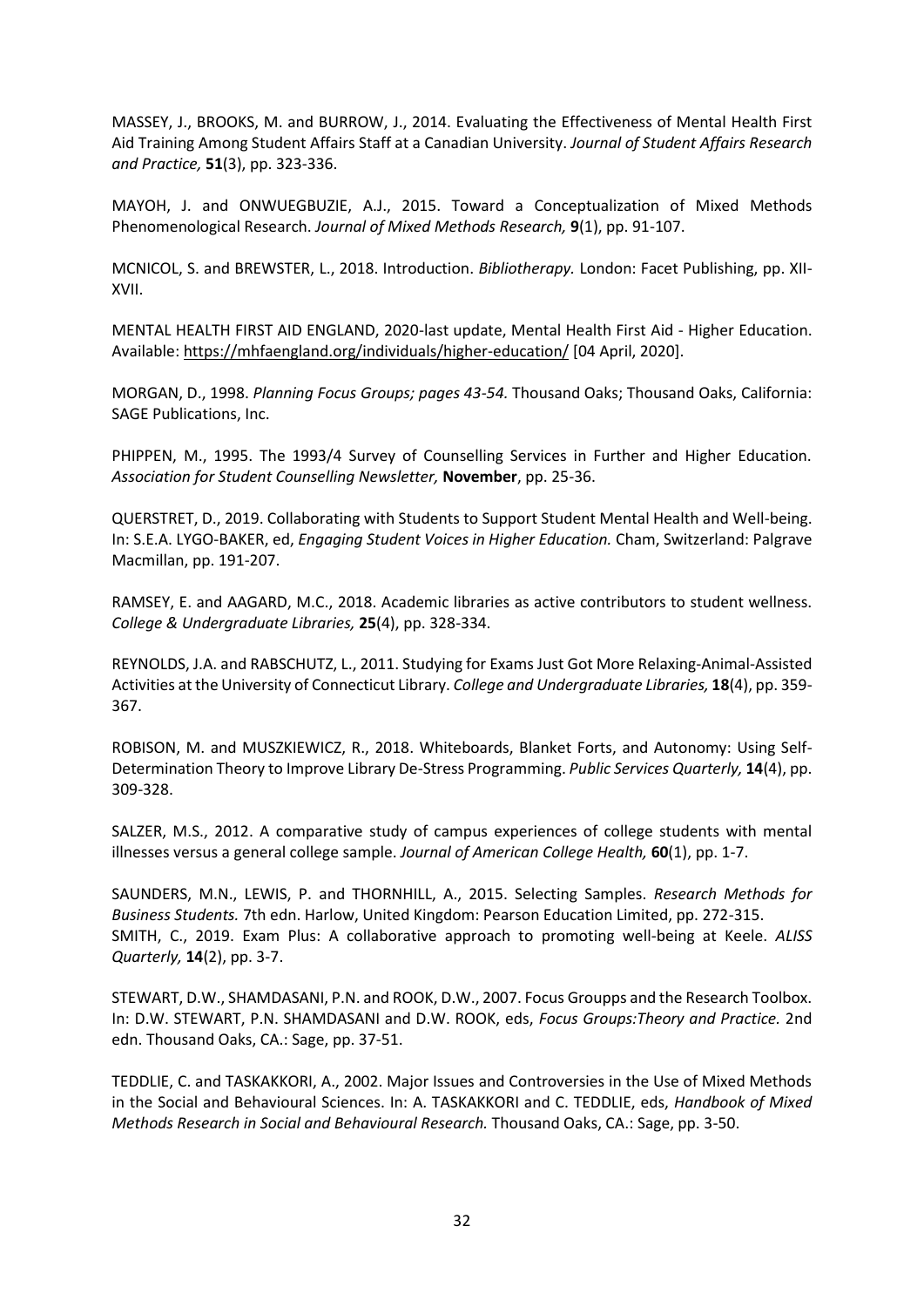MASSEY, J., BROOKS, M. and BURROW, J., 2014. Evaluating the Effectiveness of Mental Health First Aid Training Among Student Affairs Staff at a Canadian University. *Journal of Student Affairs Research and Practice,* **51**(3), pp. 323-336.

MAYOH, J. and ONWUEGBUZIE, A.J., 2015. Toward a Conceptualization of Mixed Methods Phenomenological Research. *Journal of Mixed Methods Research,* **9**(1), pp. 91-107.

MCNICOL, S. and BREWSTER, L., 2018. Introduction. *Bibliotherapy.* London: Facet Publishing, pp. XII-XVII.

MENTAL HEALTH FIRST AID ENGLAND, 2020-last update, Mental Health First Aid - Higher Education. Available: https://mhfaengland.org/individuals/higher-education/ [04 April, 2020].

MORGAN, D., 1998. *Planning Focus Groups; pages 43-54.* Thousand Oaks; Thousand Oaks, California: SAGE Publications, Inc.

PHIPPEN, M., 1995. The 1993/4 Survey of Counselling Services in Further and Higher Education. *Association for Student Counselling Newsletter,* **November**, pp. 25-36.

QUERSTRET, D., 2019. Collaborating with Students to Support Student Mental Health and Well-being. In: S.E.A. LYGO-BAKER, ed, *Engaging Student Voices in Higher Education.* Cham, Switzerland: Palgrave Macmillan, pp. 191-207.

RAMSEY, E. and AAGARD, M.C., 2018. Academic libraries as active contributors to student wellness. *College & Undergraduate Libraries,* **25**(4), pp. 328-334.

REYNOLDS, J.A. and RABSCHUTZ, L., 2011. Studying for Exams Just Got More Relaxing-Animal-Assisted Activities at the University of Connecticut Library. *College and Undergraduate Libraries,* **18**(4), pp. 359-367.

ROBISON, M. and MUSZKIEWICZ, R., 2018. Whiteboards, Blanket Forts, and Autonomy: Using Self-Determination Theory to Improve Library De-Stress Programming. *Public Services Quarterly,* **14**(4), pp. 309-328.

SALZER, M.S., 2012. A comparative study of campus experiences of college students with mental illnesses versus a general college sample. *Journal of American College Health,* **60**(1), pp. 1-7.

SAUNDERS, M.N., LEWIS, P. and THORNHILL, A., 2015. Selecting Samples. *Research Methods for Business Students.* 7th edn. Harlow, United Kingdom: Pearson Education Limited, pp. 272-315.

SMITH, C., 2019. Exam Plus: A collaborative approach to promoting well-being at Keele. *ALISS Quarterly,* **14**(2), pp. 3-7.

STEWART, D.W., SHAMDASANI, P.N. and ROOK, D.W., 2007. Focus Groupps and the Research Toolbox. In: D.W. STEWART, P.N. SHAMDASANI and D.W. ROOK, eds, *Focus Groups:Theory and Practice.* 2nd edn. Thousand Oaks, CA.: Sage, pp. 37-51.

TEDDLIE, C. and TASKAKKORI, A., 2002. Major Issues and Controversies in the Use of Mixed Methods in the Social and Behavioural Sciences. In: A. TASKAKKORI and C. TEDDLIE, eds, *Handbook of Mixed Methods Research in Social and Behavioural Research.* Thousand Oaks, CA.: Sage, pp. 3-50.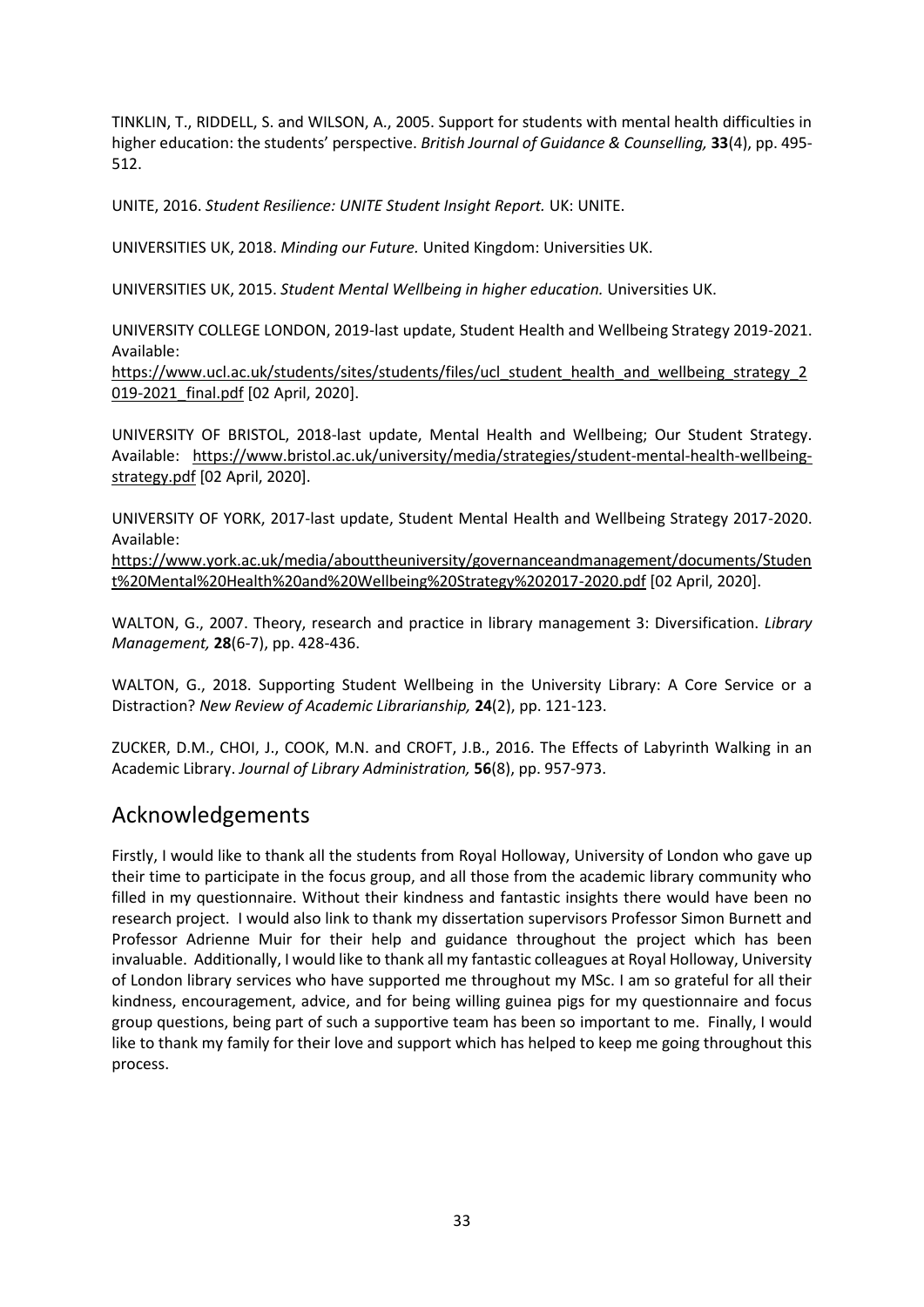TINKLIN, T., RIDDELL, S. and WILSON, A., 2005. Support for students with mental health difficulties in higher education: the students' perspective. *British Journal of Guidance & Counselling,* **33**(4), pp. 495-512.

UNITE, 2016. *Student Resilience: UNITE Student Insight Report.* UK: UNITE.

UNIVERSITIES UK, 2018. *Minding our Future.* United Kingdom: Universities UK.

UNIVERSITIES UK, 2015. *Student Mental Wellbeing in higher education.* Universities UK.

UNIVERSITY COLLEGE LONDON, 2019-last update, Student Health and Wellbeing Strategy 2019-2021. Available: https://www.ucl.ac.uk/students/sites/students/files/ucl_student_health_and_wellbeing_strategy_2019-2021_final.pdf [02 April, 2020].

UNIVERSITY OF BRISTOL, 2018-last update, Mental Health and Wellbeing; Our Student Strategy. Available: https://www.bristol.ac.uk/university/media/strategies/student-mental-health-wellbeing-strategy.pdf [02 April, 2020].

UNIVERSITY OF YORK, 2017-last update, Student Mental Health and Wellbeing Strategy 2017-2020. Available: https://www.york.ac.uk/media/abouttheuniversity/governanceandmanagement/documents/Student%20Mental%20Health%20and%20Wellbeing%20Strategy%202017-2020.pdf [02 April, 2020].

WALTON, G., 2007. Theory, research and practice in library management 3: Diversification. *Library Management,* **28**(6-7), pp. 428-436.

WALTON, G., 2018. Supporting Student Wellbeing in the University Library: A Core Service or a Distraction? *New Review of Academic Librarianship,* **24**(2), pp. 121-123.

ZUCKER, D.M., CHOI, J., COOK, M.N. and CROFT, J.B., 2016. The Effects of Labyrinth Walking in an Academic Library. *Journal of Library Administration,* **56**(8), pp. 957-973.

## Acknowledgements

Firstly, I would like to thank all the students from Royal Holloway, University of London who gave up their time to participate in the focus group, and all those from the academic library community who filled in my questionnaire. Without their kindness and fantastic insights there would have been no research project. I would also link to thank my dissertation supervisors Professor Simon Burnett and Professor Adrienne Muir for their help and guidance throughout the project which has been invaluable. Additionally, I would like to thank all my fantastic colleagues at Royal Holloway, University of London library services who have supported me throughout my MSc. I am so grateful for all their kindness, encouragement, advice, and for being willing guinea pigs for my questionnaire and focus group questions, being part of such a supportive team has been so important to me. Finally, I would like to thank my family for their love and support which has helped to keep me going throughout this process.